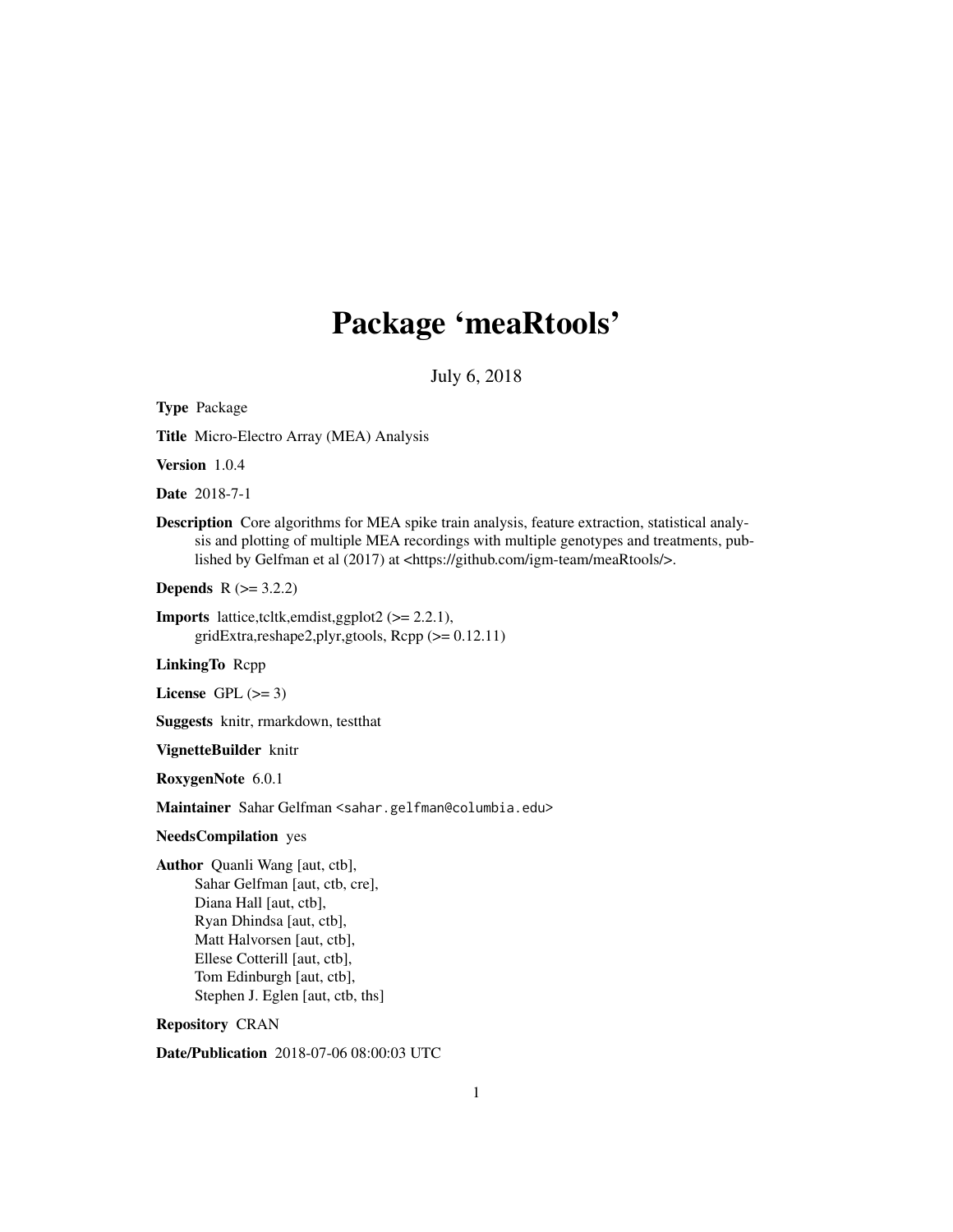# Package 'meaRtools'

July 6, 2018

**Type** Package

**Title** Micro-Electro Array (MEA) Analysis

**Version** 1.0.4

**Date** 2018-7-1

**Description** Core algorithms for MEA spike train analysis, feature extraction, statistical analysis and plotting of multiple MEA recordings with multiple genotypes and treatments, published by Gelfman et al (2017) at <https://github.com/igm-team/meaRtools/>.

**Depends** R (>= 3.2.2)

**Imports** lattice,tcltk,emdist,ggplot2 (>= 2.2.1), gridExtra,reshape2,plyr,gtools, Rcpp (>= 0.12.11)

**LinkingTo** Rcpp

**License** GPL (>= 3)

**Suggests** knitr, rmarkdown, testthat

**VignetteBuilder** knitr

**RoxygenNote** 6.0.1

**Maintainer** Sahar Gelfman <sahar.gelfman@columbia.edu>

**NeedsCompilation** yes

**Author** Quanli Wang [aut, ctb],
Sahar Gelfman [aut, ctb, cre],
Diana Hall [aut, ctb],
Ryan Dhindsa [aut, ctb],
Matt Halvorsen [aut, ctb],
Ellese Cotterill [aut, ctb],
Tom Edinburgh [aut, ctb],
Stephen J. Eglen [aut, ctb, ths]

**Repository** CRAN

**Date/Publication** 2018-07-06 08:00:03 UTC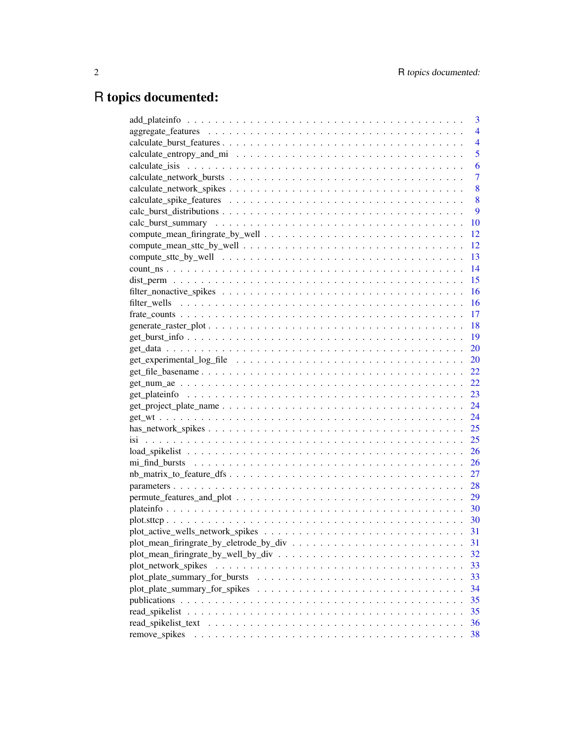# R topics documented:

| | |
|---|---|
| add_plateinfo | 3 |
| aggregate_features | 4 |
| calculate_burst_features | 4 |
| calculate_entropy_and_mi | 5 |
| calculate_isis | 6 |
| calculate_network_bursts | 7 |
| calculate_network_spikes | 8 |
| calculate_spike_features | 8 |
| calc_burst_distributions | 9 |
| calc_burst_summary | 10 |
| compute_mean_firingrate_by_well | 12 |
| compute_mean_sttc_by_well | 12 |
| compute_sttc_by_well | 13 |
| count_ns | 14 |
| dist_perm | 15 |
| filter_nonactive_spikes | 16 |
| filter_wells | 16 |
| frate_counts | 17 |
| generate_raster_plot | 18 |
| get_burst_info | 19 |
| get_data | 20 |
| get_experimental_log_file | 20 |
| get_file_basename | 22 |
| get_num_ae | 22 |
| get_plateinfo | 23 |
| get_project_plate_name | 24 |
| get_wt | 24 |
| has_network_spikes | 25 |
| isi | 25 |
| load_spikelist | 26 |
| mi_find_bursts | 26 |
| nb_matrix_to_feature_dfs | 27 |
| parameters | 28 |
| permute_features_and_plot | 29 |
| plateinfo | 30 |
| plot.sttcp | 30 |
| plot_active_wells_network_spikes | 31 |
| plot_mean_firingrate_by_eletrode_by_div | 31 |
| plot_mean_firingrate_by_well_by_div | 32 |
| plot_network_spikes | 33 |
| plot_plate_summary_for_bursts | 33 |
| plot_plate_summary_for_spikes | 34 |
| publications | 35 |
| read_spikelist | 35 |
| read_spikelist_text | 36 |
| remove_spikes | 38 |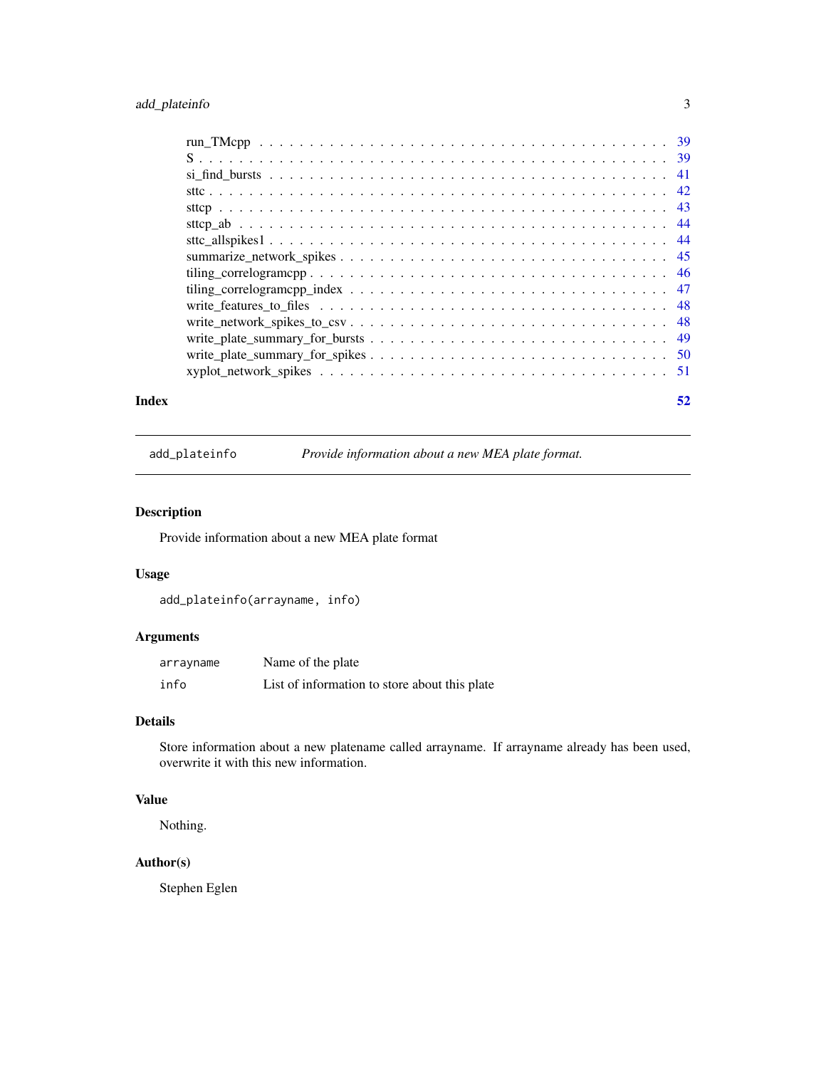run_TMcpp . . . . . . . . . . . . . . . . . . . . . . . . . . . . . . . . . . . . . . 39
S . . . . . . . . . . . . . . . . . . . . . . . . . . . . . . . . . . . . . . . . . . . 39
si_find_bursts . . . . . . . . . . . . . . . . . . . . . . . . . . . . . . . . . . . . 41
sttc . . . . . . . . . . . . . . . . . . . . . . . . . . . . . . . . . . . . . . . . . . 42
sttcp . . . . . . . . . . . . . . . . . . . . . . . . . . . . . . . . . . . . . . . . . 43
sttcp_ab . . . . . . . . . . . . . . . . . . . . . . . . . . . . . . . . . . . . . . . 44
sttc_allspikes1 . . . . . . . . . . . . . . . . . . . . . . . . . . . . . . . . . . . 44
summarize_network_spikes . . . . . . . . . . . . . . . . . . . . . . . . . . . . . 45
tiling_correlogramcpp . . . . . . . . . . . . . . . . . . . . . . . . . . . . . . . . 46
tiling_correlogramcpp_index . . . . . . . . . . . . . . . . . . . . . . . . . . . . 47
write_features_to_files . . . . . . . . . . . . . . . . . . . . . . . . . . . . . . . 48
write_network_spikes_to_csv . . . . . . . . . . . . . . . . . . . . . . . . . . . . 48
write_plate_summary_for_bursts . . . . . . . . . . . . . . . . . . . . . . . . . . . 49
write_plate_summary_for_spikes . . . . . . . . . . . . . . . . . . . . . . . . . . . 50
xyplot_network_spikes . . . . . . . . . . . . . . . . . . . . . . . . . . . . . . . . 51

**Index** **52**

---

`add_plateinfo` *Provide information about a new MEA plate format.*

---

## Description

Provide information about a new MEA plate format

## Usage

```
add_plateinfo(arrayname, info)
```

## Arguments

| | |
|---|---|
| `arrayname` | Name of the plate |
| `info` | List of information to store about this plate |

## Details

Store information about a new platename called arrayname. If arrayname already has been used, overwrite it with this new information.

## Value

Nothing.

## Author(s)

Stephen Eglen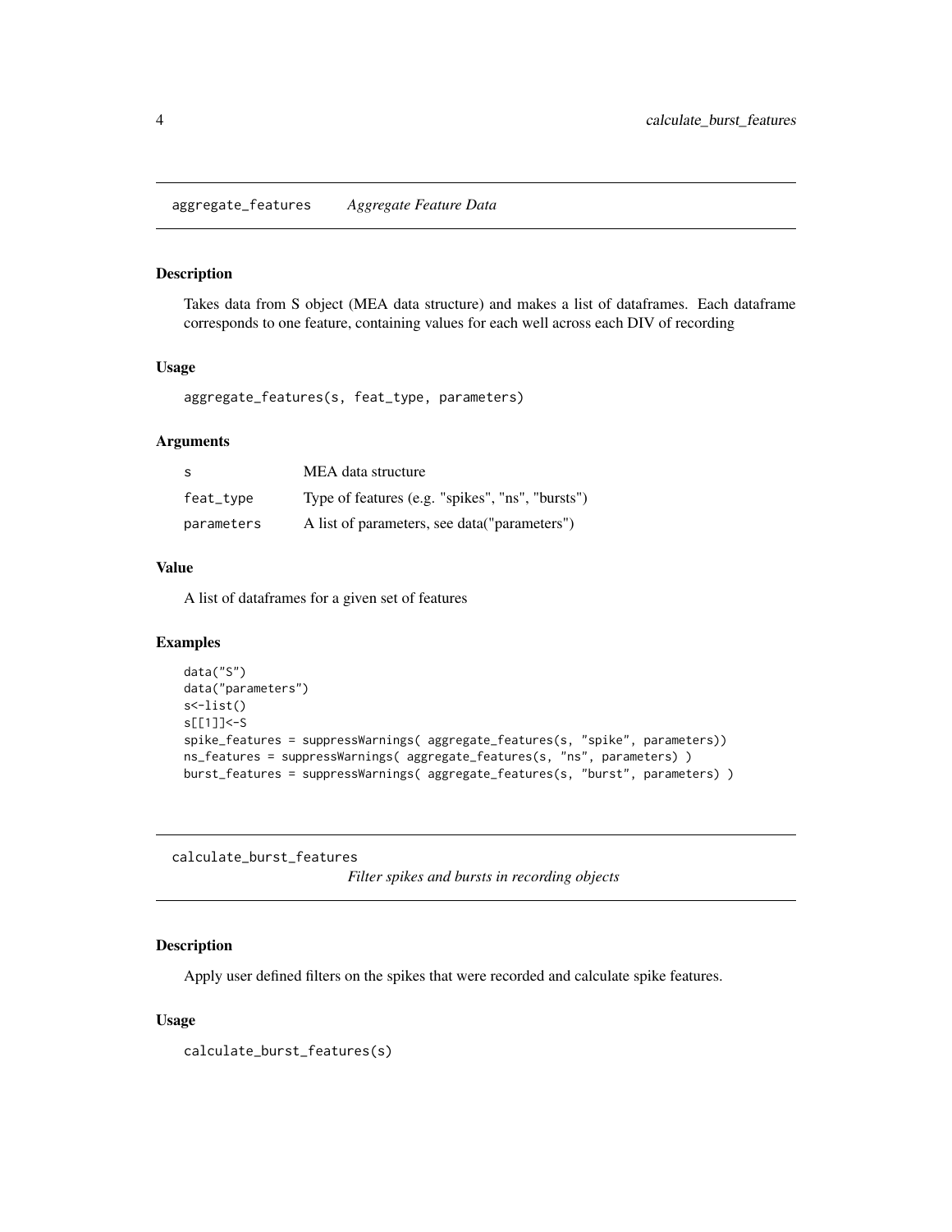## aggregate_features *Aggregate Feature Data*

### Description

Takes data from S object (MEA data structure) and makes a list of dataframes. Each dataframe corresponds to one feature, containing values for each well across each DIV of recording

### Usage

```
aggregate_features(s, feat_type, parameters)
```

### Arguments

| | |
|---|---|
| s | MEA data structure |
| feat_type | Type of features (e.g. "spikes", "ns", "bursts") |
| parameters | A list of parameters, see data("parameters") |

### Value

A list of dataframes for a given set of features

### Examples

```
data("S")
data("parameters")
s<-list()
s[[1]]<-S
spike_features = suppressWarnings( aggregate_features(s, "spike", parameters))
ns_features = suppressWarnings( aggregate_features(s, "ns", parameters) )
burst_features = suppressWarnings( aggregate_features(s, "burst", parameters) )
```

## calculate_burst_features *Filter spikes and bursts in recording objects*

### Description

Apply user defined filters on the spikes that were recorded and calculate spike features.

### Usage

```
calculate_burst_features(s)
```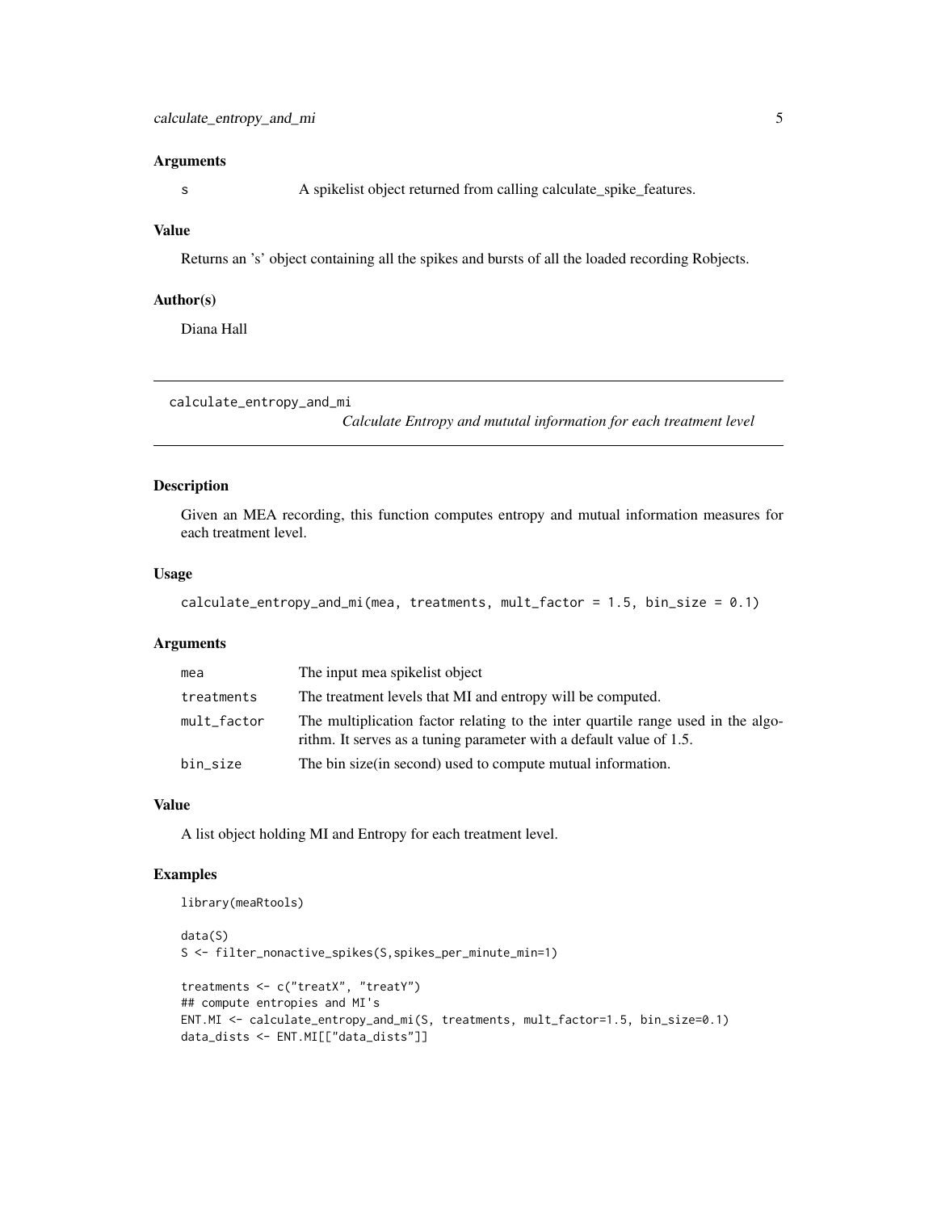### Arguments

| | |
|---|---|
| s | A spikelist object returned from calling calculate_spike_features. |

### Value

Returns an 's' object containing all the spikes and bursts of all the loaded recording Robjects.

### Author(s)

Diana Hall

---

## calculate_entropy_and_mi

*Calculate Entropy and mututal information for each treatment level*

---

### Description

Given an MEA recording, this function computes entropy and mutual information measures for each treatment level.

### Usage

```
calculate_entropy_and_mi(mea, treatments, mult_factor = 1.5, bin_size = 0.1)
```

### Arguments

| | |
|---|---|
| mea | The input mea spikelist object |
| treatments | The treatment levels that MI and entropy will be computed. |
| mult_factor | The multiplication factor relating to the inter quartile range used in the algorithm. It serves as a tuning parameter with a default value of 1.5. |
| bin_size | The bin size(in second) used to compute mutual information. |

### Value

A list object holding MI and Entropy for each treatment level.

### Examples

```
library(meaRtools)

data(S)
S <- filter_nonactive_spikes(S,spikes_per_minute_min=1)

treatments <- c("treatX", "treatY")
## compute entropies and MI's
ENT.MI <- calculate_entropy_and_mi(S, treatments, mult_factor=1.5, bin_size=0.1)
data_dists <- ENT.MI[["data_dists"]]
```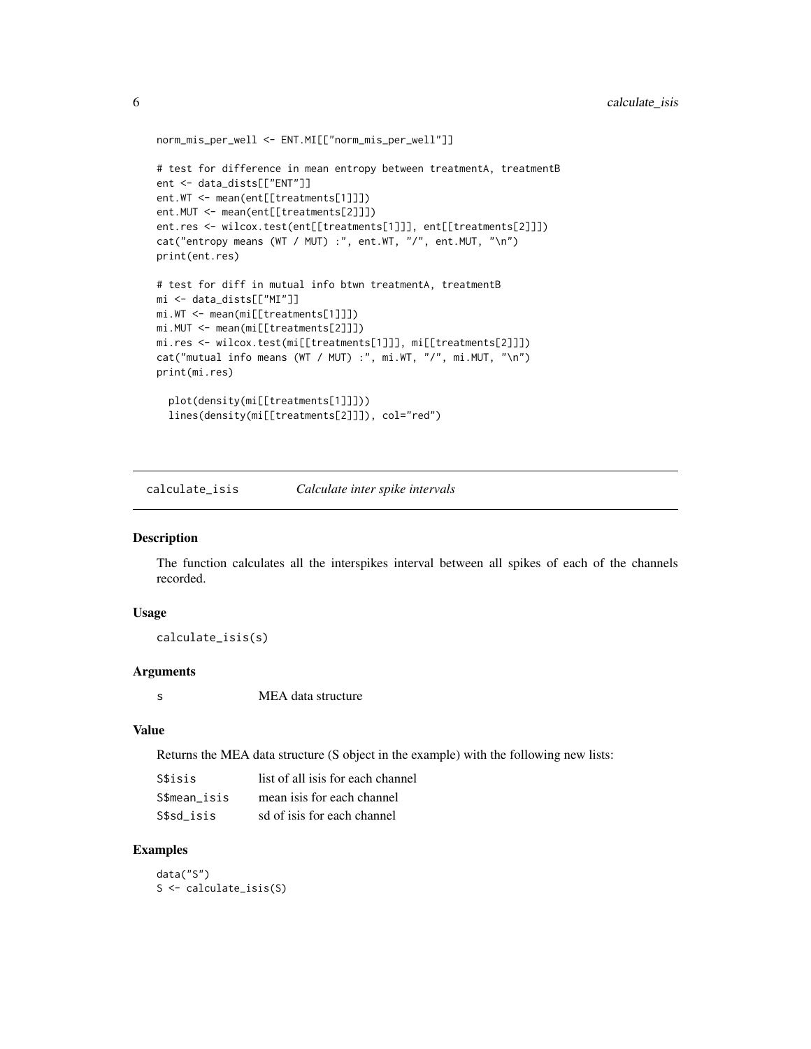```
norm_mis_per_well <- ENT.MI[["norm_mis_per_well"]]

# test for difference in mean entropy between treatmentA, treatmentB
ent <- data_dists[["ENT"]]
ent.WT <- mean(ent[[treatments[1]]])
ent.MUT <- mean(ent[[treatments[2]]])
ent.res <- wilcox.test(ent[[treatments[1]]], ent[[treatments[2]]])
cat("entropy means (WT / MUT) :", ent.WT, "/", ent.MUT, "\n")
print(ent.res)

# test for diff in mutual info btwn treatmentA, treatmentB
mi <- data_dists[["MI"]]
mi.WT <- mean(mi[[treatments[1]]])
mi.MUT <- mean(mi[[treatments[2]]])
mi.res <- wilcox.test(mi[[treatments[1]]], mi[[treatments[2]]])
cat("mutual info means (WT / MUT) :", mi.WT, "/", mi.MUT, "\n")
print(mi.res)

  plot(density(mi[[treatments[1]]]))
  lines(density(mi[[treatments[2]]]), col="red")
```

---

## calculate_isis *Calculate inter spike intervals*

### Description

The function calculates all the interspikes interval between all spikes of each of the channels recorded.

### Usage

```
calculate_isis(s)
```

### Arguments

| | |
|---|---|
| s | MEA data structure |

### Value

Returns the MEA data structure (S object in the example) with the following new lists:

| | |
|---|---|
| S$isis | list of all isis for each channel |
| S$mean_isis | mean isis for each channel |
| S$sd_isis | sd of isis for each channel |

### Examples

```
data("S")
S <- calculate_isis(S)
```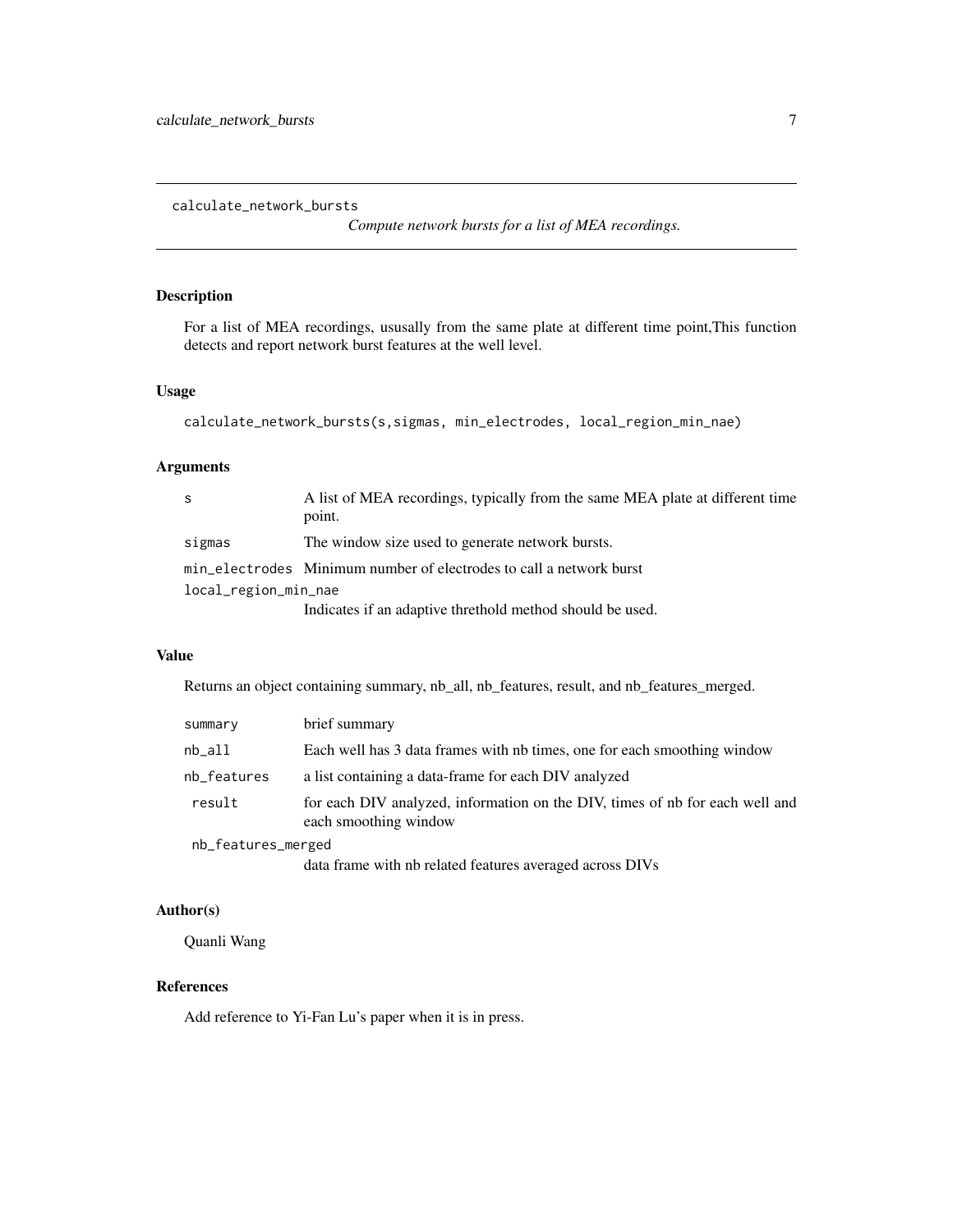`calculate_network_bursts` *Compute network bursts for a list of MEA recordings.*

## Description

For a list of MEA recordings, ususally from the same plate at different time point,This function detects and report network burst features at the well level.

## Usage

```
calculate_network_bursts(s,sigmas, min_electrodes, local_region_min_nae)
```

## Arguments

| | |
|---|---|
| `s` | A list of MEA recordings, typically from the same MEA plate at different time point. |
| `sigmas` | The window size used to generate network bursts. |
| `min_electrodes` | Minimum number of electrodes to call a network burst |
| `local_region_min_nae` | Indicates if an adaptive threthold method should be used. |

## Value

Returns an object containing summary, nb_all, nb_features, result, and nb_features_merged.

| | |
|---|---|
| `summary` | brief summary |
| `nb_all` | Each well has 3 data frames with nb times, one for each smoothing window |
| `nb_features` | a list containing a data-frame for each DIV analyzed |
| `result` | for each DIV analyzed, information on the DIV, times of nb for each well and each smoothing window |
| `nb_features_merged` | data frame with nb related features averaged across DIVs |

## Author(s)

Quanli Wang

## References

Add reference to Yi-Fan Lu's paper when it is in press.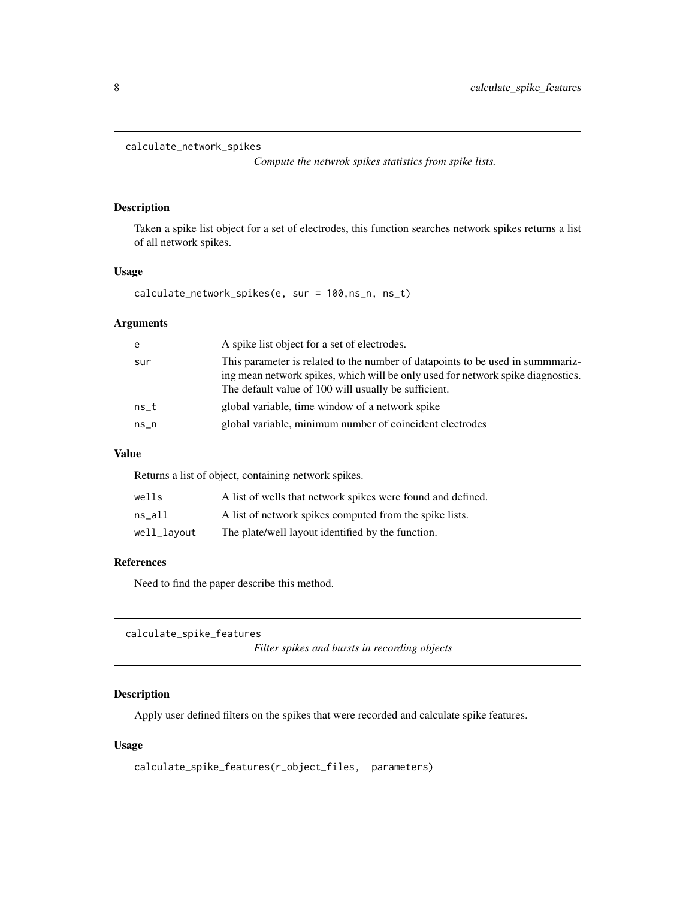## calculate_network_spikes

*Compute the netwrok spikes statistics from spike lists.*

### Description

Taken a spike list object for a set of electrodes, this function searches network spikes returns a list of all network spikes.

### Usage

```
calculate_network_spikes(e, sur = 100,ns_n, ns_t)
```

### Arguments

| | |
|---|---|
| e | A spike list object for a set of electrodes. |
| sur | This parameter is related to the number of datapoints to be used in summmarizing mean network spikes, which will be only used for network spike diagnostics. The default value of 100 will usually be sufficient. |
| ns_t | global variable, time window of a network spike |
| ns_n | global variable, minimum number of coincident electrodes |

### Value

Returns a list of object, containing network spikes.

| | |
|---|---|
| wells | A list of wells that network spikes were found and defined. |
| ns_all | A list of network spikes computed from the spike lists. |
| well_layout | The plate/well layout identified by the function. |

### References

Need to find the paper describe this method.

## calculate_spike_features

*Filter spikes and bursts in recording objects*

### Description

Apply user defined filters on the spikes that were recorded and calculate spike features.

### Usage

```
calculate_spike_features(r_object_files,  parameters)
```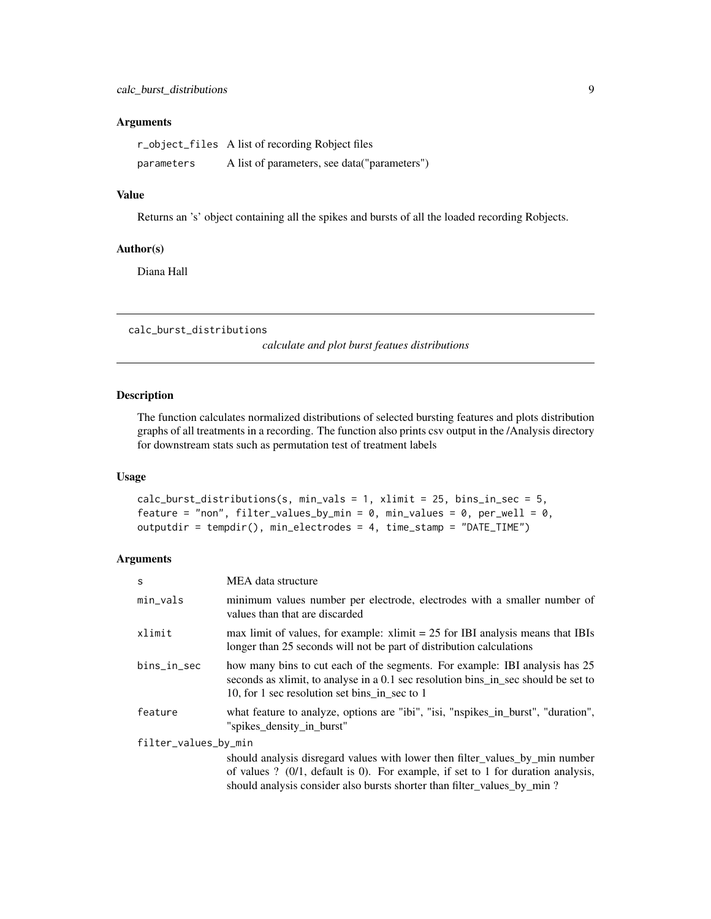### Arguments

| | |
|---|---|
| r_object_files | A list of recording Robject files |
| parameters | A list of parameters, see data("parameters") |

### Value

Returns an 's' object containing all the spikes and bursts of all the loaded recording Robjects.

### Author(s)

Diana Hall

---

## calc_burst_distributions

*calculate and plot burst featues distributions*

---

### Description

The function calculates normalized distributions of selected bursting features and plots distribution graphs of all treatments in a recording. The function also prints csv output in the /Analysis directory for downstream stats such as permutation test of treatment labels

### Usage

```
calc_burst_distributions(s, min_vals = 1, xlimit = 25, bins_in_sec = 5,
feature = "non", filter_values_by_min = 0, min_values = 0, per_well = 0,
outputdir = tempdir(), min_electrodes = 4, time_stamp = "DATE_TIME")
```

### Arguments

| | |
|---|---|
| s | MEA data structure |
| min_vals | minimum values number per electrode, electrodes with a smaller number of values than that are discarded |
| xlimit | max limit of values, for example: xlimit = 25 for IBI analysis means that IBIs longer than 25 seconds will not be part of distribution calculations |
| bins_in_sec | how many bins to cut each of the segments. For example: IBI analysis has 25 seconds as xlimit, to analyse in a 0.1 sec resolution bins_in_sec should be set to 10, for 1 sec resolution set bins_in_sec to 1 |
| feature | what feature to analyze, options are "ibi", "isi, "nspikes_in_burst", "duration", "spikes_density_in_burst" |
| filter_values_by_min | should analysis disregard values with lower then filter_values_by_min number of values ? (0/1, default is 0). For example, if set to 1 for duration analysis, should analysis consider also bursts shorter than filter_values_by_min ? |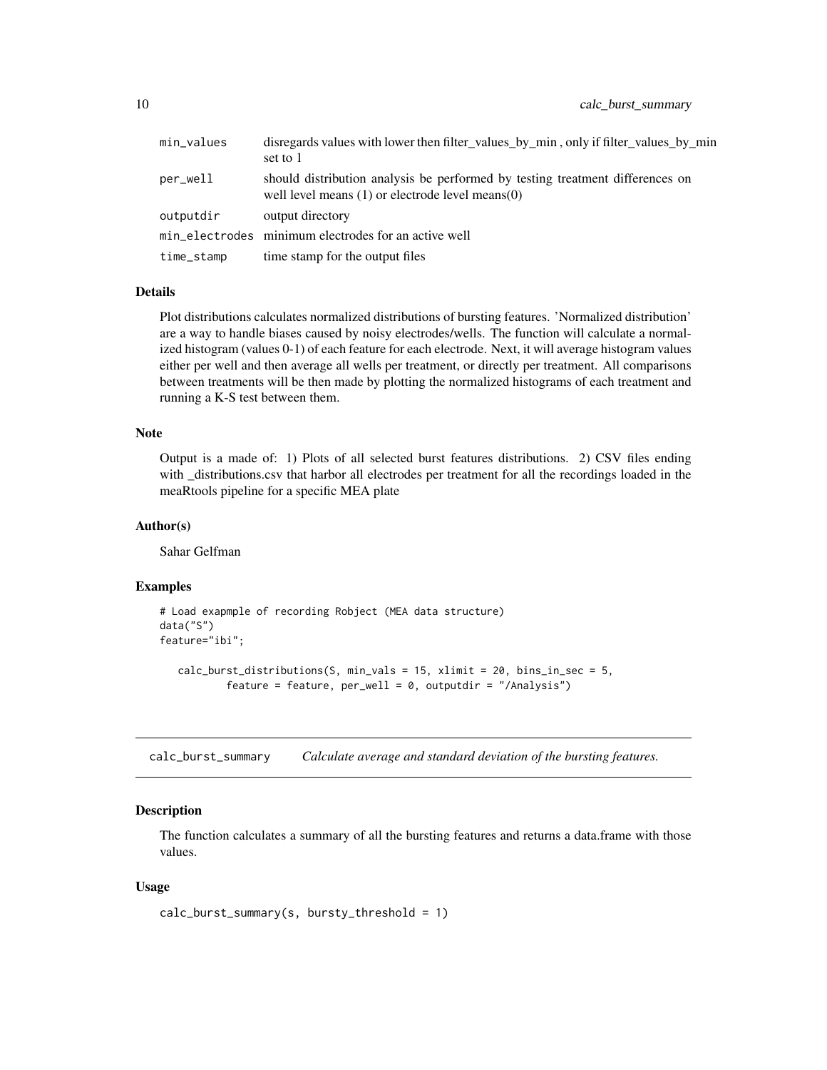| | |
|---|---|
| min_values | disregards values with lower then filter_values_by_min , only if filter_values_by_min set to 1 |
| per_well | should distribution analysis be performed by testing treatment differences on well level means (1) or electrode level means(0) |
| outputdir | output directory |
| min_electrodes | minimum electrodes for an active well |
| time_stamp | time stamp for the output files |

### Details

Plot distributions calculates normalized distributions of bursting features. 'Normalized distribution' are a way to handle biases caused by noisy electrodes/wells. The function will calculate a normalized histogram (values 0-1) of each feature for each electrode. Next, it will average histogram values either per well and then average all wells per treatment, or directly per treatment. All comparisons between treatments will be then made by plotting the normalized histograms of each treatment and running a K-S test between them.

### Note

Output is a made of: 1) Plots of all selected burst features distributions. 2) CSV files ending with _distributions.csv that harbor all electrodes per treatment for all the recordings loaded in the meaRtools pipeline for a specific MEA plate

### Author(s)

Sahar Gelfman

### Examples

```
# Load exapmple of recording Robject (MEA data structure)
data("S")
feature="ibi";

   calc_burst_distributions(S, min_vals = 15, xlimit = 20, bins_in_sec = 5,
          feature = feature, per_well = 0, outputdir = "/Analysis")
```

---

## calc_burst_summary *Calculate average and standard deviation of the bursting features.*

### Description

The function calculates a summary of all the bursting features and returns a data.frame with those values.

### Usage

```
calc_burst_summary(s, bursty_threshold = 1)
```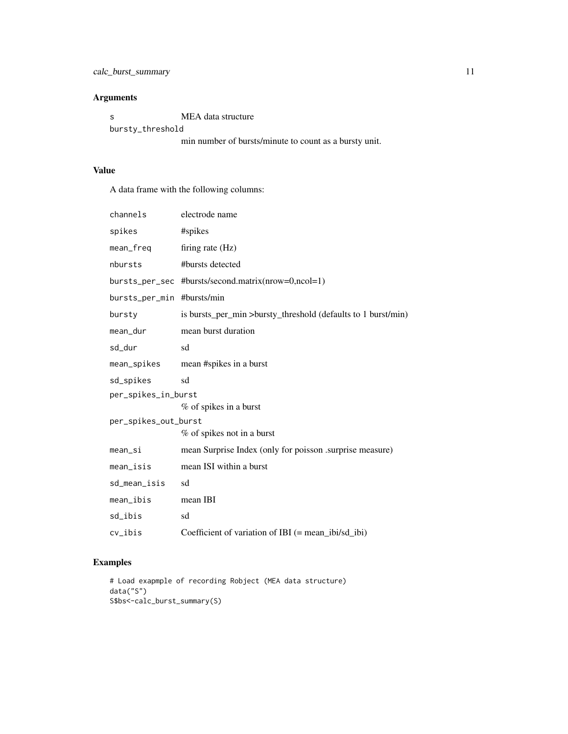## Arguments

| | |
|---|---|
| `s` | MEA data structure |
| `bursty_threshold` | min number of bursts/minute to count as a bursty unit. |

## Value

A data frame with the following columns:

| | |
|---|---|
| `channels` | electrode name |
| `spikes` | #spikes |
| `mean_freq` | firing rate (Hz) |
| `nbursts` | #bursts detected |
| `bursts_per_sec` | #bursts/second.matrix(nrow=0,ncol=1) |
| `bursts_per_min` | #bursts/min |
| `bursty` | is bursts_per_min >bursty_threshold (defaults to 1 burst/min) |
| `mean_dur` | mean burst duration |
| `sd_dur` | sd |
| `mean_spikes` | mean #spikes in a burst |
| `sd_spikes` | sd |
| `per_spikes_in_burst` | % of spikes in a burst |
| `per_spikes_out_burst` | % of spikes not in a burst |
| `mean_si` | mean Surprise Index (only for poisson .surprise measure) |
| `mean_isis` | mean ISI within a burst |
| `sd_mean_isis` | sd |
| `mean_ibis` | mean IBI |
| `sd_ibis` | sd |
| `cv_ibis` | Coefficient of variation of IBI (= mean_ibi/sd_ibi) |

## Examples

```
# Load exapmple of recording Robject (MEA data structure)
data("S")
S$bs<-calc_burst_summary(S)
```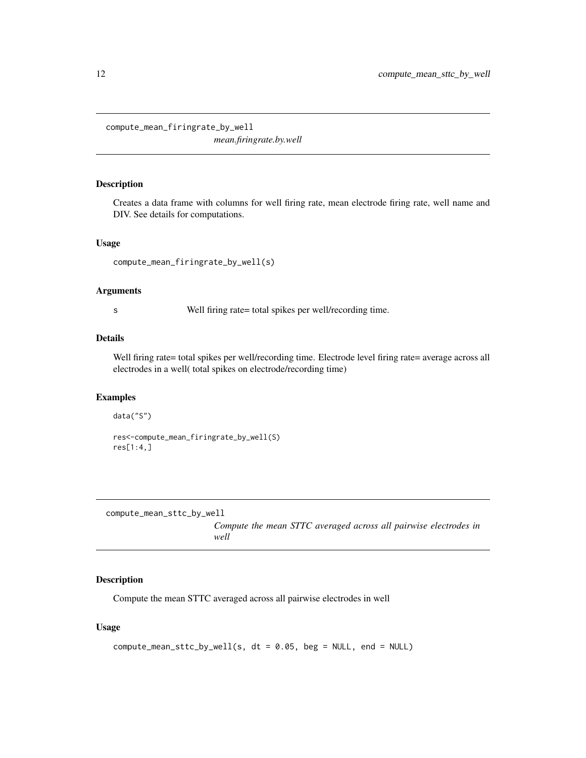## compute_mean_firingrate_by_well

*mean.firingrate.by.well*

### Description

Creates a data frame with columns for well firing rate, mean electrode firing rate, well name and DIV. See details for computations.

### Usage

```
compute_mean_firingrate_by_well(s)
```

### Arguments

| | |
|---|---|
| s | Well firing rate= total spikes per well/recording time. |

### Details

Well firing rate= total spikes per well/recording time. Electrode level firing rate= average across all electrodes in a well( total spikes on electrode/recording time)

### Examples

```
data("S")

res<-compute_mean_firingrate_by_well(S)
res[1:4,]
```

## compute_mean_sttc_by_well

*Compute the mean STTC averaged across all pairwise electrodes in well*

### Description

Compute the mean STTC averaged across all pairwise electrodes in well

### Usage

```
compute_mean_sttc_by_well(s, dt = 0.05, beg = NULL, end = NULL)
```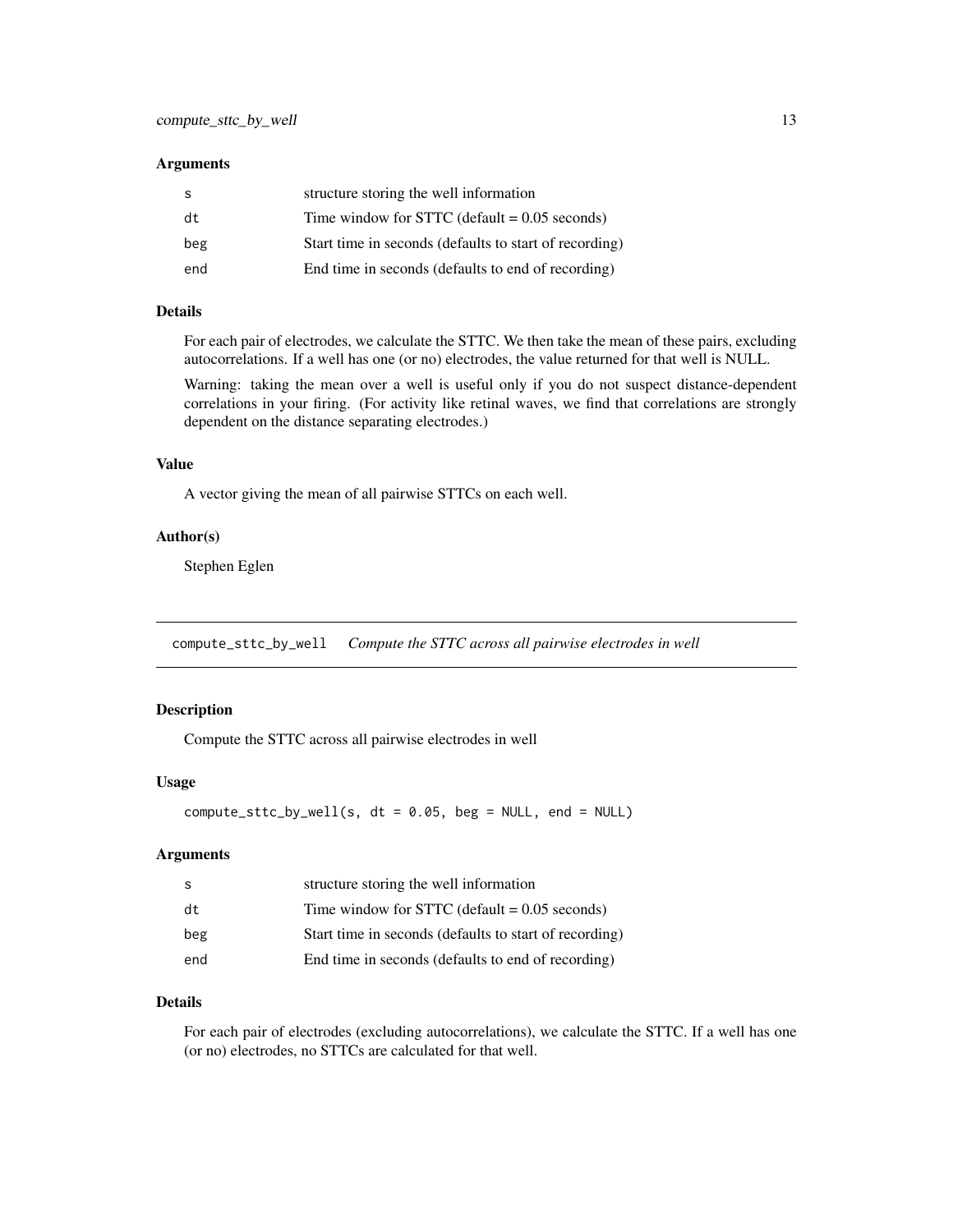### Arguments

| | |
|---|---|
| s | structure storing the well information |
| dt | Time window for STTC (default = 0.05 seconds) |
| beg | Start time in seconds (defaults to start of recording) |
| end | End time in seconds (defaults to end of recording) |

### Details

For each pair of electrodes, we calculate the STTC. We then take the mean of these pairs, excluding autocorrelations. If a well has one (or no) electrodes, the value returned for that well is NULL.

Warning: taking the mean over a well is useful only if you do not suspect distance-dependent correlations in your firing. (For activity like retinal waves, we find that correlations are strongly dependent on the distance separating electrodes.)

### Value

A vector giving the mean of all pairwise STTCs on each well.

### Author(s)

Stephen Eglen

---

## compute_sttc_by_well    *Compute the STTC across all pairwise electrodes in well*

---

### Description

Compute the STTC across all pairwise electrodes in well

### Usage

```
compute_sttc_by_well(s, dt = 0.05, beg = NULL, end = NULL)
```

### Arguments

| | |
|---|---|
| s | structure storing the well information |
| dt | Time window for STTC (default = 0.05 seconds) |
| beg | Start time in seconds (defaults to start of recording) |
| end | End time in seconds (defaults to end of recording) |

### Details

For each pair of electrodes (excluding autocorrelations), we calculate the STTC. If a well has one (or no) electrodes, no STTCs are calculated for that well.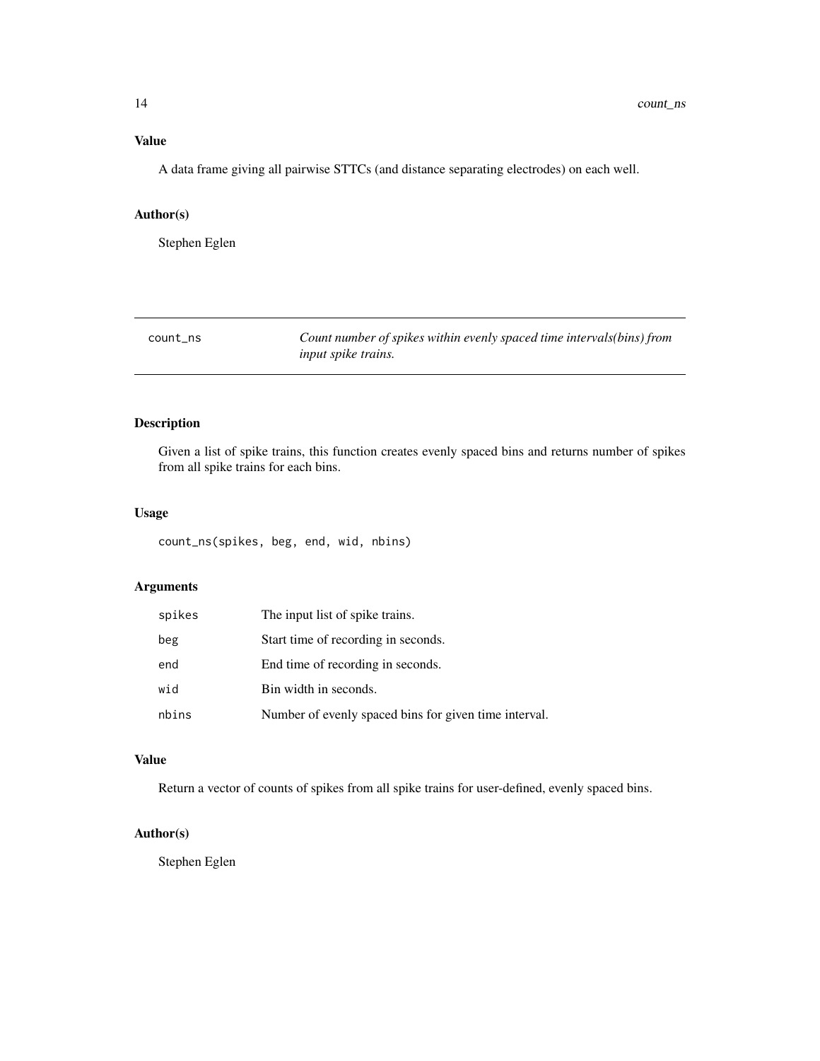### Value

A data frame giving all pairwise STTCs (and distance separating electrodes) on each well.

### Author(s)

Stephen Eglen

---

## count_ns — *Count number of spikes within evenly spaced time intervals(bins) from input spike trains.*

---

### Description

Given a list of spike trains, this function creates evenly spaced bins and returns number of spikes from all spike trains for each bins.

### Usage

```
count_ns(spikes, beg, end, wid, nbins)
```

### Arguments

| | |
|---|---|
| spikes | The input list of spike trains. |
| beg | Start time of recording in seconds. |
| end | End time of recording in seconds. |
| wid | Bin width in seconds. |
| nbins | Number of evenly spaced bins for given time interval. |

### Value

Return a vector of counts of spikes from all spike trains for user-defined, evenly spaced bins.

### Author(s)

Stephen Eglen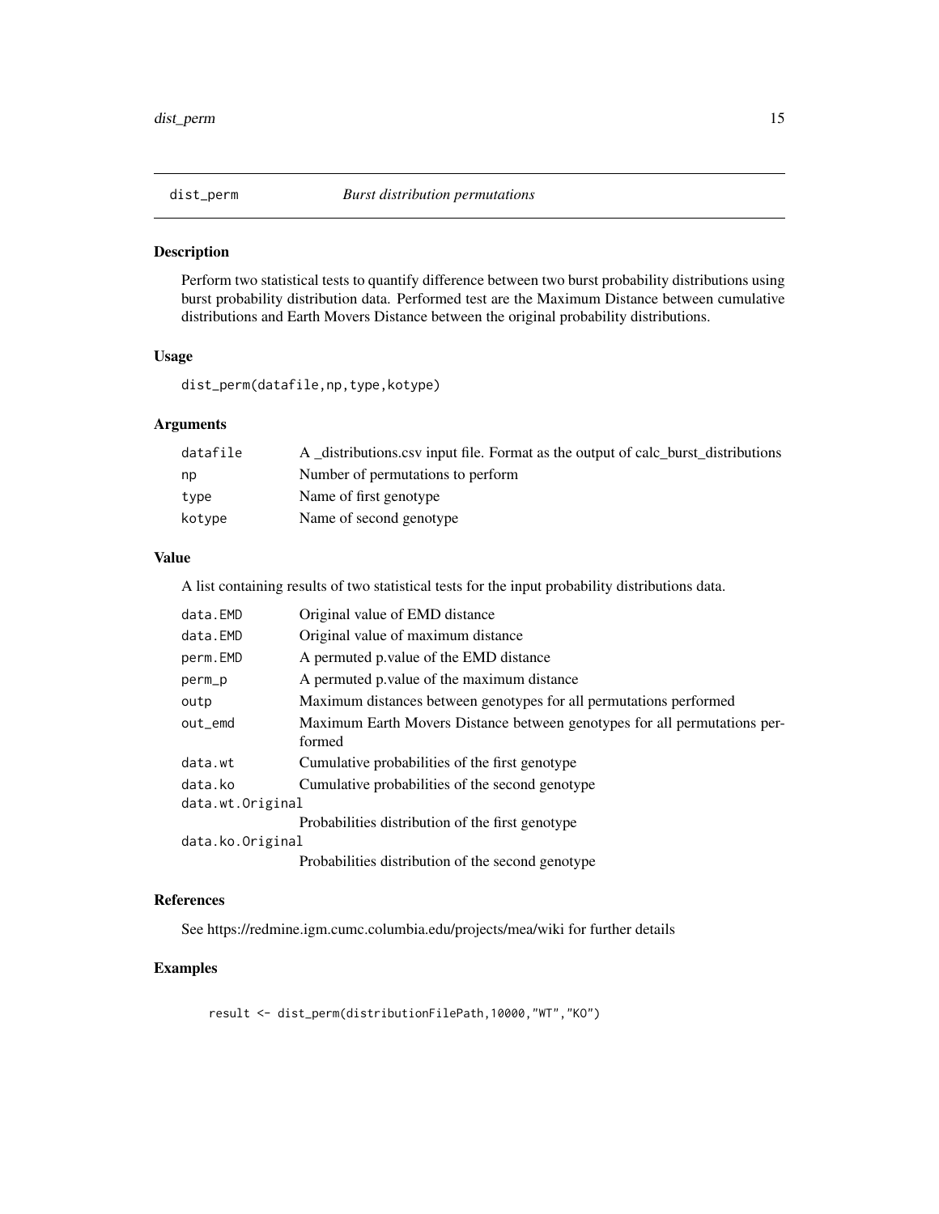# dist_perm — *Burst distribution permutations*

## Description

Perform two statistical tests to quantify difference between two burst probability distributions using burst probability distribution data. Performed test are the Maximum Distance between cumulative distributions and Earth Movers Distance between the original probability distributions.

## Usage

```
dist_perm(datafile,np,type,kotype)
```

## Arguments

| | |
|---|---|
| `datafile` | A _distributions.csv input file. Format as the output of calc_burst_distributions |
| `np` | Number of permutations to perform |
| `type` | Name of first genotype |
| `kotype` | Name of second genotype |

## Value

A list containing results of two statistical tests for the input probability distributions data.

| | |
|---|---|
| `data.EMD` | Original value of EMD distance |
| `data.EMD` | Original value of maximum distance |
| `perm.EMD` | A permuted p.value of the EMD distance |
| `perm_p` | A permuted p.value of the maximum distance |
| `outp` | Maximum distances between genotypes for all permutations performed |
| `out_emd` | Maximum Earth Movers Distance between genotypes for all permutations performed |
| `data.wt` | Cumulative probabilities of the first genotype |
| `data.ko` | Cumulative probabilities of the second genotype |
| `data.wt.Original` | Probabilities distribution of the first genotype |
| `data.ko.Original` | Probabilities distribution of the second genotype |

## References

See https://redmine.igm.cumc.columbia.edu/projects/mea/wiki for further details

## Examples

```
result <- dist_perm(distributionFilePath,10000,"WT","KO")
```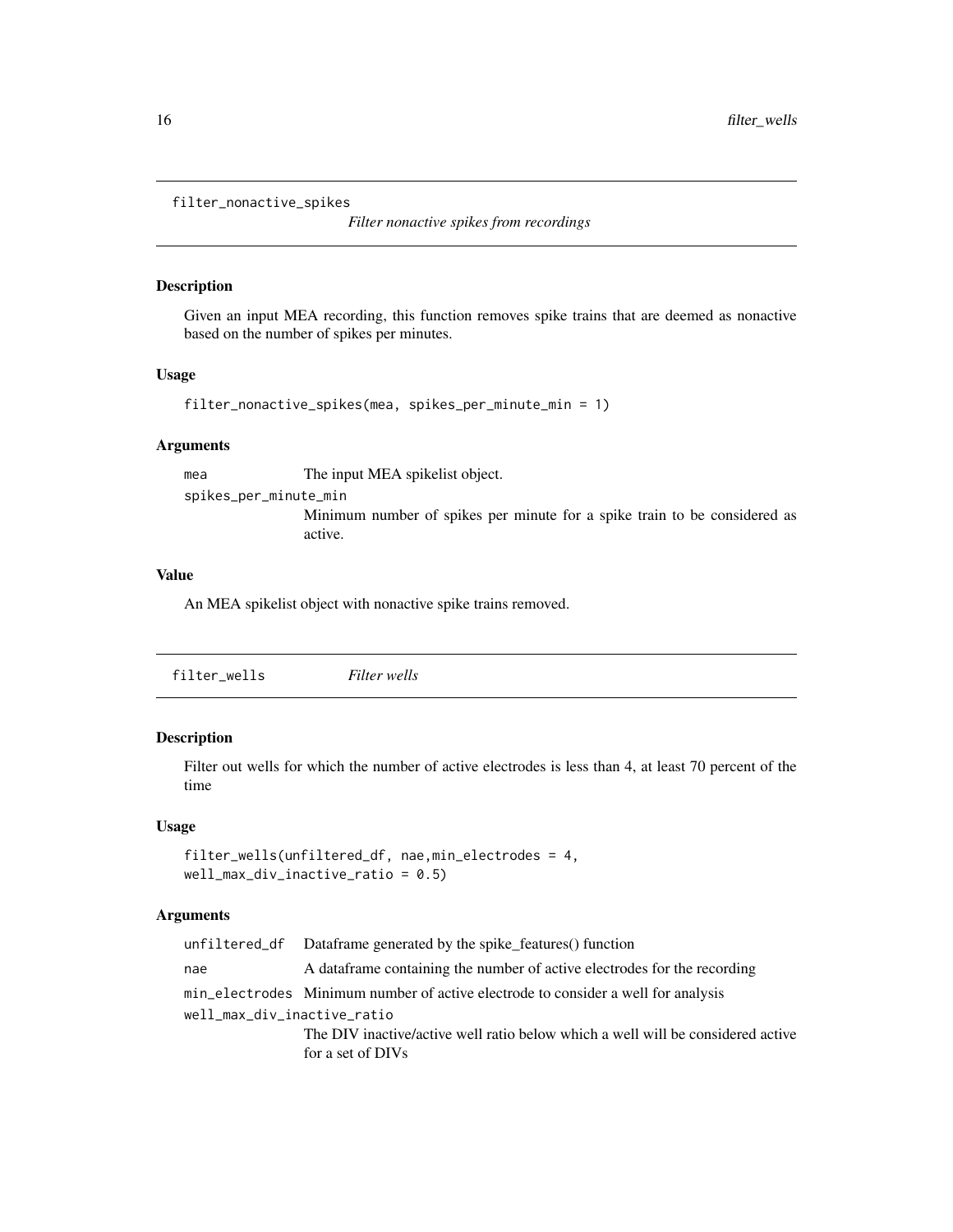## filter_nonactive_spikes

*Filter nonactive spikes from recordings*

### Description

Given an input MEA recording, this function removes spike trains that are deemed as nonactive based on the number of spikes per minutes.

### Usage

```
filter_nonactive_spikes(mea, spikes_per_minute_min = 1)
```

### Arguments

| | |
|---|---|
| mea | The input MEA spikelist object. |
| spikes_per_minute_min | Minimum number of spikes per minute for a spike train to be considered as active. |

### Value

An MEA spikelist object with nonactive spike trains removed.

## filter_wells

*Filter wells*

### Description

Filter out wells for which the number of active electrodes is less than 4, at least 70 percent of the time

### Usage

```
filter_wells(unfiltered_df, nae,min_electrodes = 4,
well_max_div_inactive_ratio = 0.5)
```

### Arguments

| | |
|---|---|
| unfiltered_df | Dataframe generated by the spike_features() function |
| nae | A dataframe containing the number of active electrodes for the recording |
| min_electrodes | Minimum number of active electrode to consider a well for analysis |
| well_max_div_inactive_ratio | The DIV inactive/active well ratio below which a well will be considered active for a set of DIVs |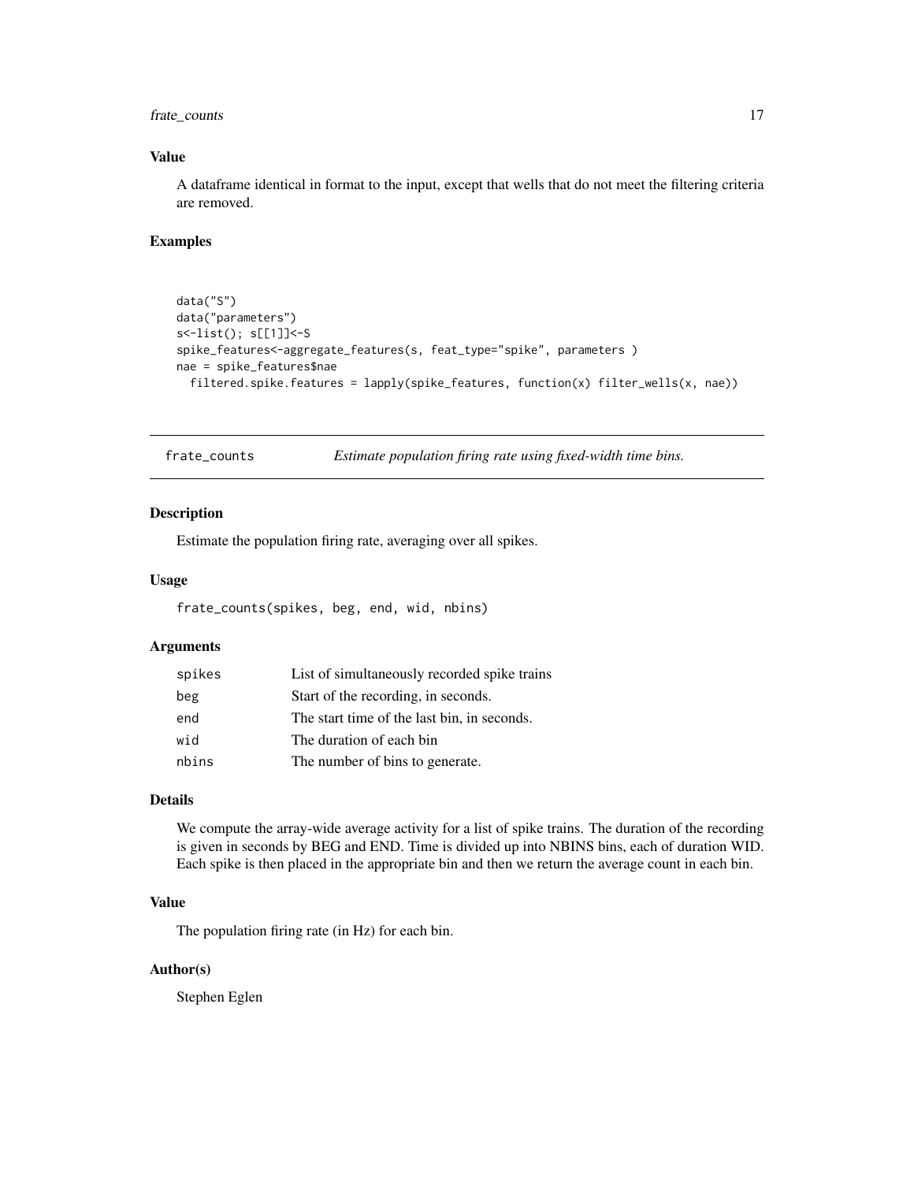### Value

A dataframe identical in format to the input, except that wells that do not meet the filtering criteria are removed.

### Examples

```
data("S")
data("parameters")
s<-list(); s[[1]]<-S
spike_features<-aggregate_features(s, feat_type="spike", parameters )
nae = spike_features$nae
  filtered.spike.features = lapply(spike_features, function(x) filter_wells(x, nae))
```

---

## frate_counts — *Estimate population firing rate using fixed-width time bins.*

### Description

Estimate the population firing rate, averaging over all spikes.

### Usage

```
frate_counts(spikes, beg, end, wid, nbins)
```

### Arguments

| | |
|---|---|
| spikes | List of simultaneously recorded spike trains |
| beg | Start of the recording, in seconds. |
| end | The start time of the last bin, in seconds. |
| wid | The duration of each bin |
| nbins | The number of bins to generate. |

### Details

We compute the array-wide average activity for a list of spike trains. The duration of the recording is given in seconds by BEG and END. Time is divided up into NBINS bins, each of duration WID. Each spike is then placed in the appropriate bin and then we return the average count in each bin.

### Value

The population firing rate (in Hz) for each bin.

### Author(s)

Stephen Eglen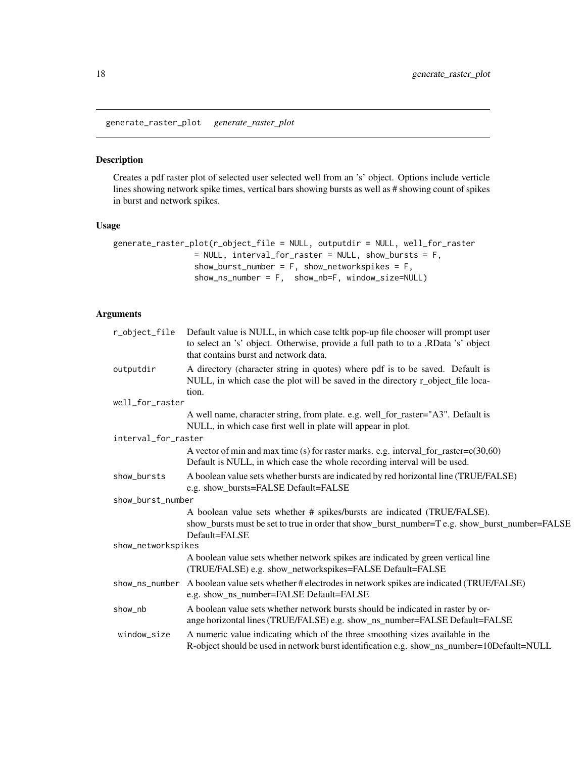## generate_raster_plot *generate_raster_plot*

### Description

Creates a pdf raster plot of selected user selected well from an 's' object. Options include verticle lines showing network spike times, vertical bars showing bursts as well as # showing count of spikes in burst and network spikes.

### Usage

```
generate_raster_plot(r_object_file = NULL, outputdir = NULL, well_for_raster
                = NULL, interval_for_raster = NULL, show_bursts = F,
                show_burst_number = F, show_networkspikes = F,
                show_ns_number = F,  show_nb=F, window_size=NULL)
```

### Arguments

| | |
|---|---|
| `r_object_file` | Default value is NULL, in which case tcltk pop-up file chooser will prompt user to select an 's' object. Otherwise, provide a full path to to a .RData 's' object that contains burst and network data. |
| `outputdir` | A directory (character string in quotes) where pdf is to be saved. Default is NULL, in which case the plot will be saved in the directory r_object_file location. |
| `well_for_raster` | A well name, character string, from plate. e.g. well_for_raster="A3". Default is NULL, in which case first well in plate will appear in plot. |
| `interval_for_raster` | A vector of min and max time (s) for raster marks. e.g. interval_for_raster=c(30,60) Default is NULL, in which case the whole recording interval will be used. |
| `show_bursts` | A boolean value sets whether bursts are indicated by red horizontal line (TRUE/FALSE) e.g. show_bursts=FALSE Default=FALSE |
| `show_burst_number` | A boolean value sets whether # spikes/bursts are indicated (TRUE/FALSE). show_bursts must be set to true in order that show_burst_number=T e.g. show_burst_number=FALSE Default=FALSE |
| `show_networkspikes` | A boolean value sets whether network spikes are indicated by green vertical line (TRUE/FALSE) e.g. show_networkspikes=FALSE Default=FALSE |
| `show_ns_number` | A boolean value sets whether # electrodes in network spikes are indicated (TRUE/FALSE) e.g. show_ns_number=FALSE Default=FALSE |
| `show_nb` | A boolean value sets whether network bursts should be indicated in raster by orange horizontal lines (TRUE/FALSE) e.g. show_ns_number=FALSE Default=FALSE |
| `window_size` | A numeric value indicating which of the three smoothing sizes available in the R-object should be used in network burst identification e.g. show_ns_number=10Default=NULL |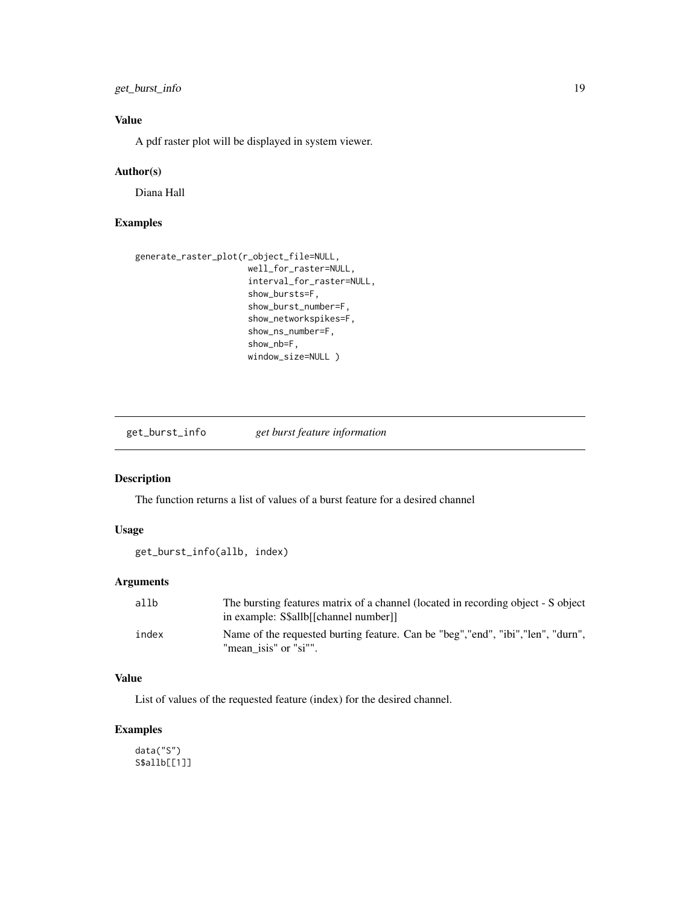### Value

A pdf raster plot will be displayed in system viewer.

### Author(s)

Diana Hall

### Examples

```
generate_raster_plot(r_object_file=NULL,
                     well_for_raster=NULL,
                     interval_for_raster=NULL,
                     show_bursts=F,
                     show_burst_number=F,
                     show_networkspikes=F,
                     show_ns_number=F,
                     show_nb=F,
                     window_size=NULL )
```

---

## get_burst_info — *get burst feature information*

### Description

The function returns a list of values of a burst feature for a desired channel

### Usage

```
get_burst_info(allb, index)
```

### Arguments

| | |
|---|---|
| allb | The bursting features matrix of a channel (located in recording object - S object in example: S$allb[[channel number]] |
| index | Name of the requested burting feature. Can be "beg","end", "ibi","len", "durn", "mean_isis" or "si"". |

### Value

List of values of the requested feature (index) for the desired channel.

### Examples

```
data("S")
S$allb[[1]]
```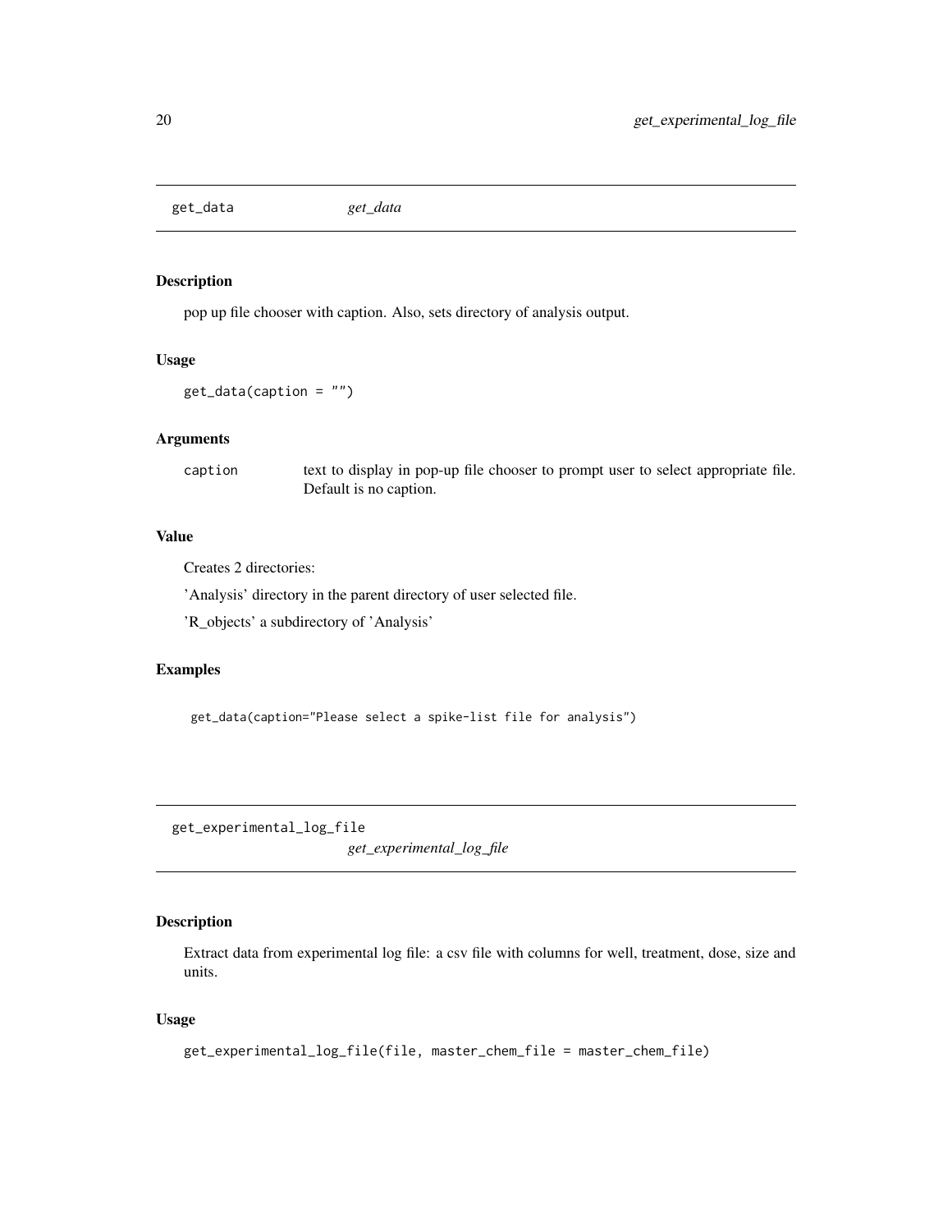## get_data *get_data*

### Description

pop up file chooser with caption. Also, sets directory of analysis output.

### Usage

```
get_data(caption = "")
```

### Arguments

| | |
|---|---|
| caption | text to display in pop-up file chooser to prompt user to select appropriate file. Default is no caption. |

### Value

Creates 2 directories:

'Analysis' directory in the parent directory of user selected file.

'R_objects' a subdirectory of 'Analysis'

### Examples

```
get_data(caption="Please select a spike-list file for analysis")
```

## get_experimental_log_file *get_experimental_log_file*

### Description

Extract data from experimental log file: a csv file with columns for well, treatment, dose, size and units.

### Usage

```
get_experimental_log_file(file, master_chem_file = master_chem_file)
```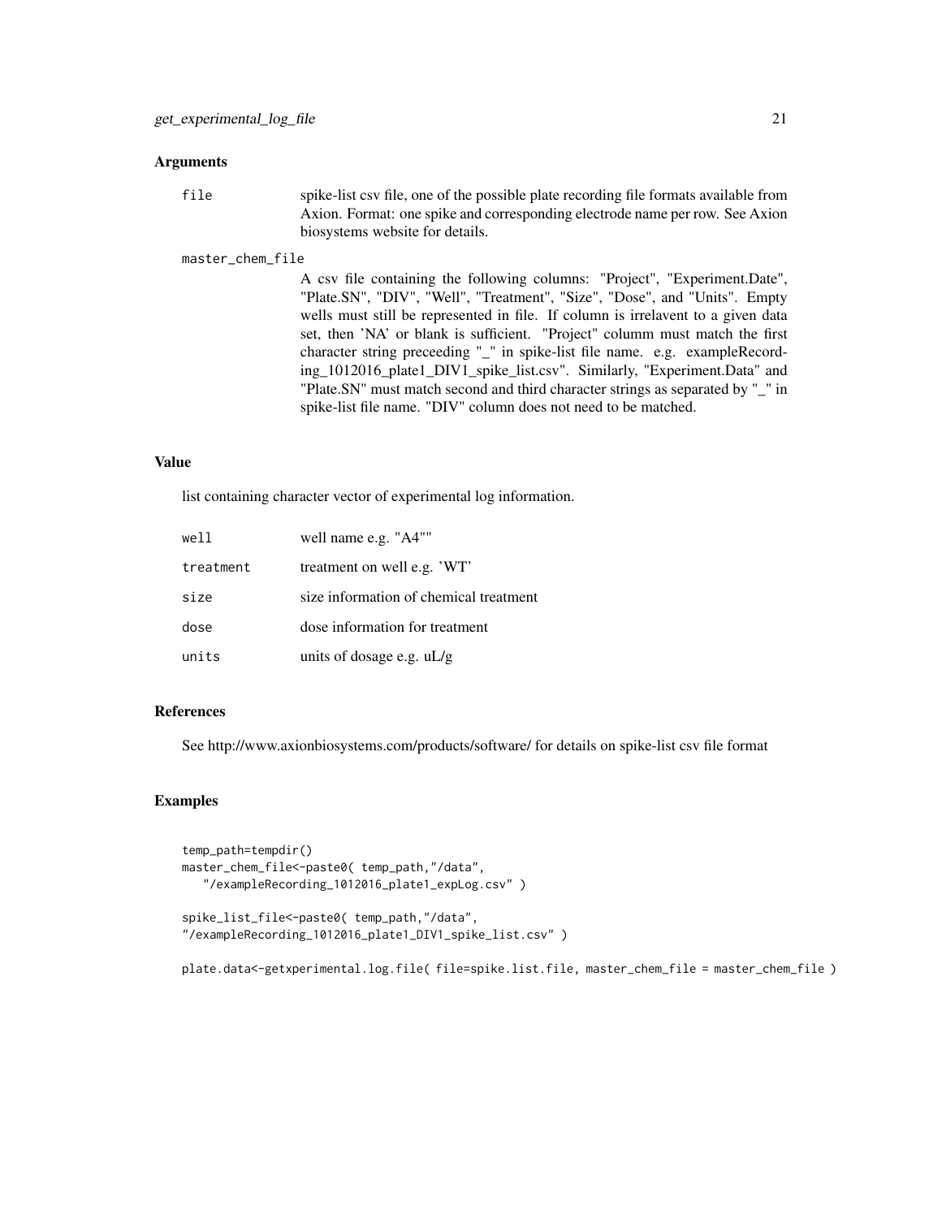## Arguments

`file` spike-list csv file, one of the possible plate recording file formats available from Axion. Format: one spike and corresponding electrode name per row. See Axion biosystems website for details.

`master_chem_file` A csv file containing the following columns: "Project", "Experiment.Date", "Plate.SN", "DIV", "Well", "Treatment", "Size", "Dose", and "Units". Empty wells must still be represented in file. If column is irrelavent to a given data set, then 'NA' or blank is sufficient. "Project" columm must match the first character string preceeding "_" in spike-list file name. e.g. exampleRecording_1012016_plate1_DIV1_spike_list.csv". Similarly, "Experiment.Data" and "Plate.SN" must match second and third character strings as separated by "_" in spike-list file name. "DIV" column does not need to be matched.

## Value

list containing character vector of experimental log information.

| | |
|---|---|
| `well` | well name e.g. "A4"" |
| `treatment` | treatment on well e.g. 'WT' |
| `size` | size information of chemical treatment |
| `dose` | dose information for treatment |
| `units` | units of dosage e.g. uL/g |

## References

See http://www.axionbiosystems.com/products/software/ for details on spike-list csv file format

## Examples

```
temp_path=tempdir()
master_chem_file<-paste0( temp_path,"/data",
   "/exampleRecording_1012016_plate1_expLog.csv" )

spike_list_file<-paste0( temp_path,"/data",
"/exampleRecording_1012016_plate1_DIV1_spike_list.csv" )

plate.data<-getxperimental.log.file( file=spike.list.file, master_chem_file = master_chem_file )
```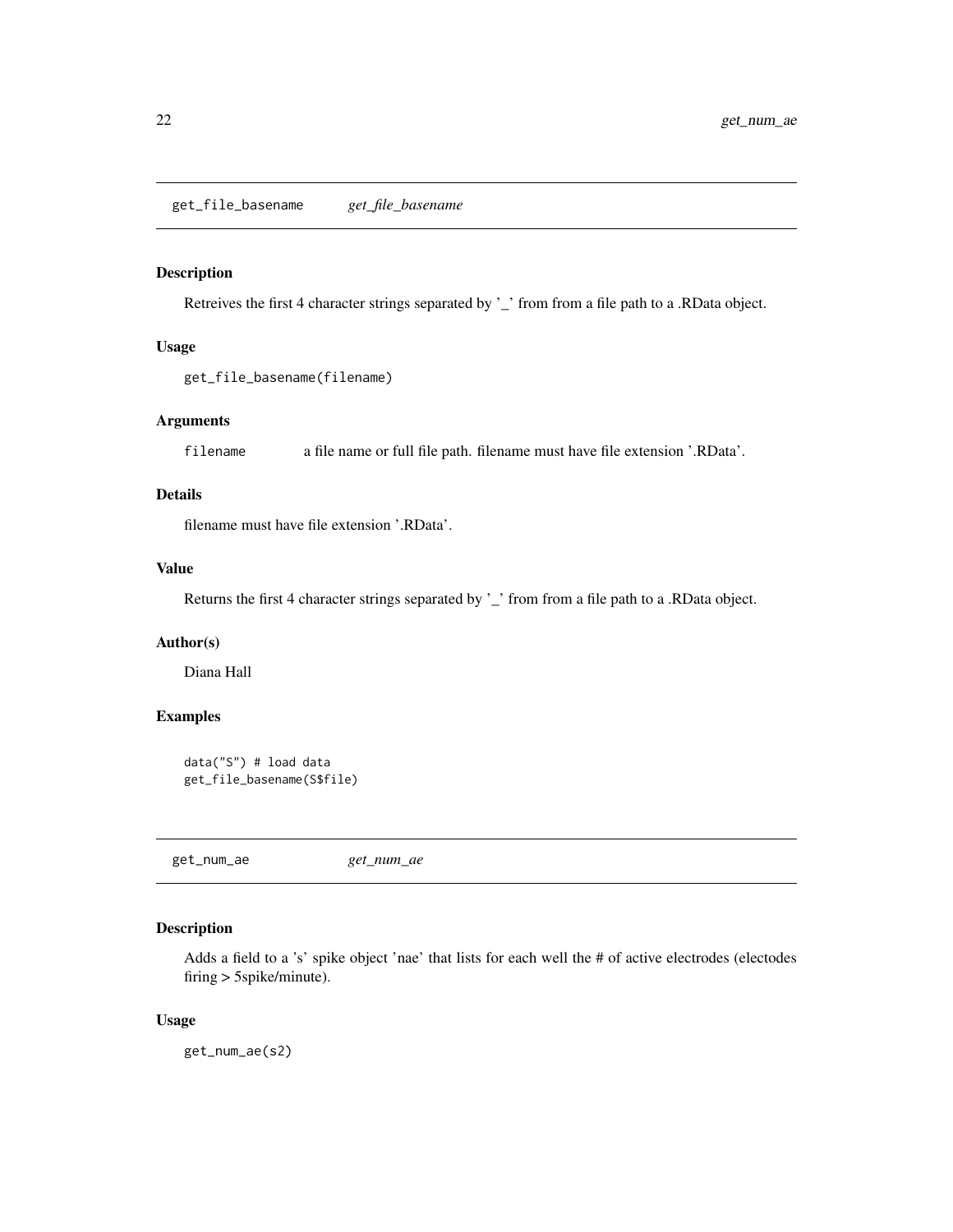## get_file_basename *get_file_basename*

### Description

Retreives the first 4 character strings separated by '_' from from a file path to a .RData object.

### Usage

```
get_file_basename(filename)
```

### Arguments

| | |
|---|---|
| filename | a file name or full file path. filename must have file extension '.RData'. |

### Details

filename must have file extension '.RData'.

### Value

Returns the first 4 character strings separated by '_' from from a file path to a .RData object.

### Author(s)

Diana Hall

### Examples

```
data("S") # load data
get_file_basename(S$file)
```

## get_num_ae *get_num_ae*

### Description

Adds a field to a 's' spike object 'nae' that lists for each well the # of active electrodes (electodes firing > 5spike/minute).

### Usage

```
get_num_ae(s2)
```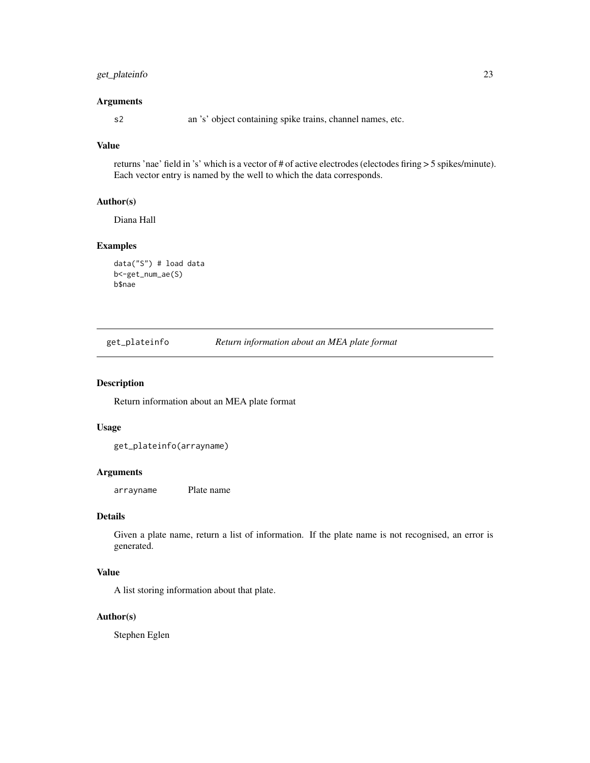### Arguments

`s2` an 's' object containing spike trains, channel names, etc.

### Value

returns 'nae' field in 's' which is a vector of # of active electrodes (electodes firing > 5 spikes/minute). Each vector entry is named by the well to which the data corresponds.

### Author(s)

Diana Hall

### Examples

```
data("S") # load data
b<-get_num_ae(S)
b$nae
```

---

## get_plateinfo *Return information about an MEA plate format*

---

### Description

Return information about an MEA plate format

### Usage

```
get_plateinfo(arrayname)
```

### Arguments

`arrayname` Plate name

### Details

Given a plate name, return a list of information. If the plate name is not recognised, an error is generated.

### Value

A list storing information about that plate.

### Author(s)

Stephen Eglen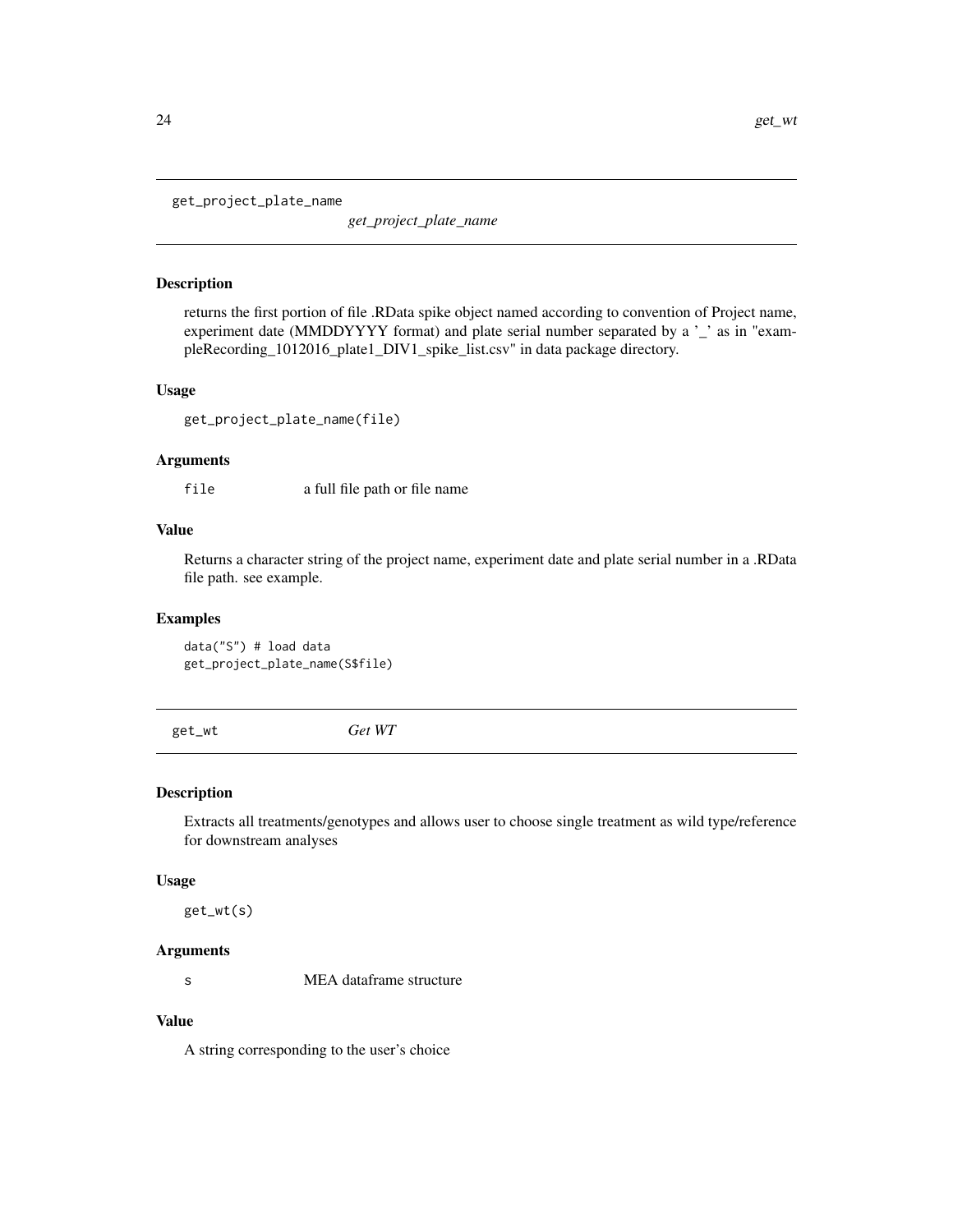## get_project_plate_name

*get_project_plate_name*

### Description

returns the first portion of file .RData spike object named according to convention of Project name, experiment date (MMDDYYYY format) and plate serial number separated by a '_' as in "examplеRecording_1012016_plate1_DIV1_spike_list.csv" in data package directory.

### Usage

```
get_project_plate_name(file)
```

### Arguments

| | |
|---|---|
| `file` | a full file path or file name |

### Value

Returns a character string of the project name, experiment date and plate serial number in a .RData file path. see example.

### Examples

```
data("S") # load data
get_project_plate_name(S$file)
```

## get_wt

*Get WT*

### Description

Extracts all treatments/genotypes and allows user to choose single treatment as wild type/reference for downstream analyses

### Usage

```
get_wt(s)
```

### Arguments

| | |
|---|---|
| `s` | MEA dataframe structure |

### Value

A string corresponding to the user's choice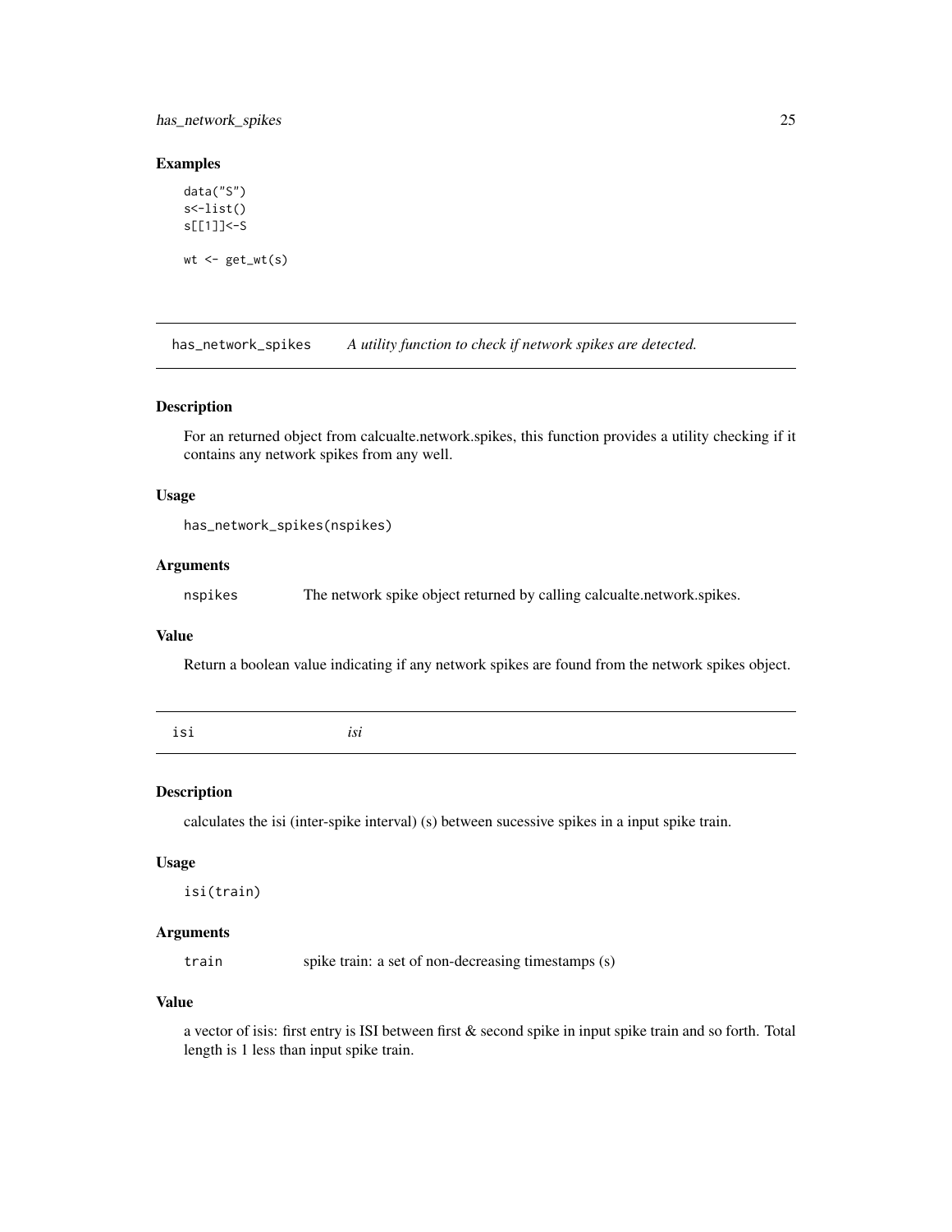### Examples

```
data("S")
s<-list()
s[[1]]<-S

wt <- get_wt(s)
```

---

## has_network_spikes — *A utility function to check if network spikes are detected.*

### Description

For an returned object from calcualte.network.spikes, this function provides a utility checking if it contains any network spikes from any well.

### Usage

```
has_network_spikes(nspikes)
```

### Arguments

| | |
|---|---|
| nspikes | The network spike object returned by calling calcualte.network.spikes. |

### Value

Return a boolean value indicating if any network spikes are found from the network spikes object.

---

## isi — *isi*

### Description

calculates the isi (inter-spike interval) (s) between sucessive spikes in a input spike train.

### Usage

```
isi(train)
```

### Arguments

| | |
|---|---|
| train | spike train: a set of non-decreasing timestamps (s) |

### Value

a vector of isis: first entry is ISI between first & second spike in input spike train and so forth. Total length is 1 less than input spike train.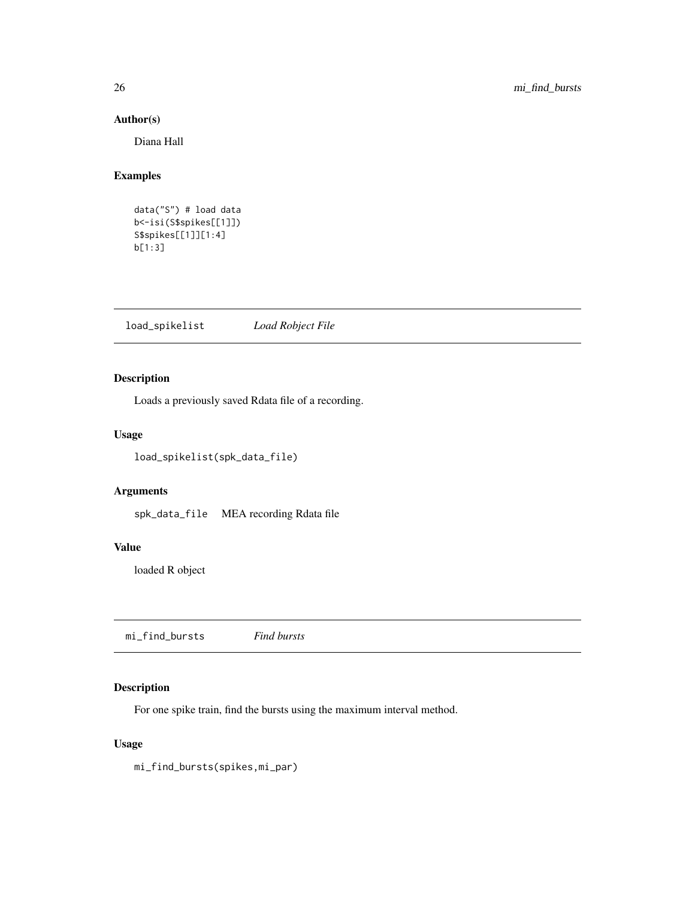## Author(s)

Diana Hall

## Examples

```
data("S") # load data
b<-isi(S$spikes[[1]])
S$spikes[[1]][1:4]
b[1:3]
```

---

# load_spikelist *Load Robject File*

## Description

Loads a previously saved Rdata file of a recording.

## Usage

```
load_spikelist(spk_data_file)
```

## Arguments

| | |
|---|---|
| spk_data_file | MEA recording Rdata file |

## Value

loaded R object

---

# mi_find_bursts *Find bursts*

## Description

For one spike train, find the bursts using the maximum interval method.

## Usage

```
mi_find_bursts(spikes,mi_par)
```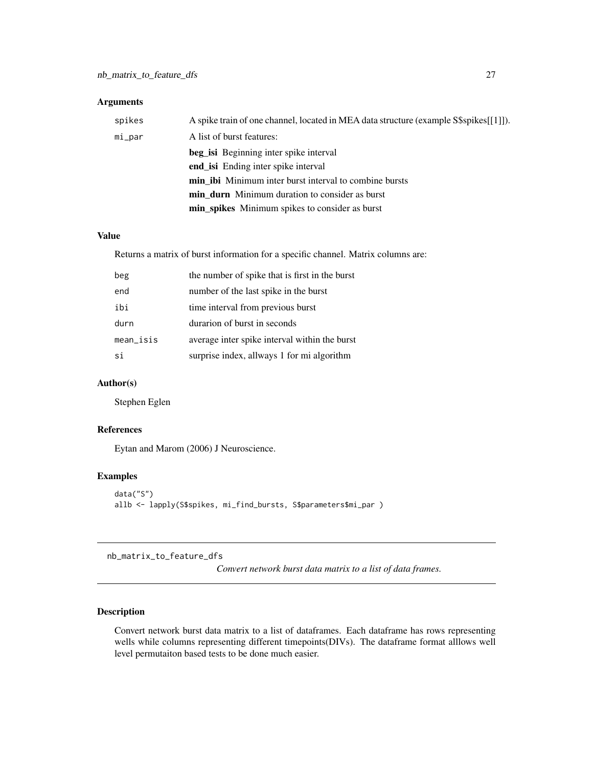### Arguments

| | |
|---|---|
| spikes | A spike train of one channel, located in MEA data structure (example S$spikes[[1]]). |
| mi_par | A list of burst features: |

- **beg_isi** Beginning inter spike interval
- **end_isi** Ending inter spike interval
- **min_ibi** Minimum inter burst interval to combine bursts
- **min_durn** Minimum duration to consider as burst
- **min_spikes** Minimum spikes to consider as burst

### Value

Returns a matrix of burst information for a specific channel. Matrix columns are:

| | |
|---|---|
| beg | the number of spike that is first in the burst |
| end | number of the last spike in the burst |
| ibi | time interval from previous burst |
| durn | durarion of burst in seconds |
| mean_isis | average inter spike interval within the burst |
| si | surprise index, allways 1 for mi algorithm |

### Author(s)

Stephen Eglen

### References

Eytan and Marom (2006) J Neuroscience.

### Examples

```
data("S")
allb <- lapply(S$spikes, mi_find_bursts, S$parameters$mi_par )
```

---

## nb_matrix_to_feature_dfs

*Convert network burst data matrix to a list of data frames.*

---

### Description

Convert network burst data matrix to a list of dataframes. Each dataframe has rows representing wells while columns representing different timepoints(DIVs). The dataframe format alllows well level permutaiton based tests to be done much easier.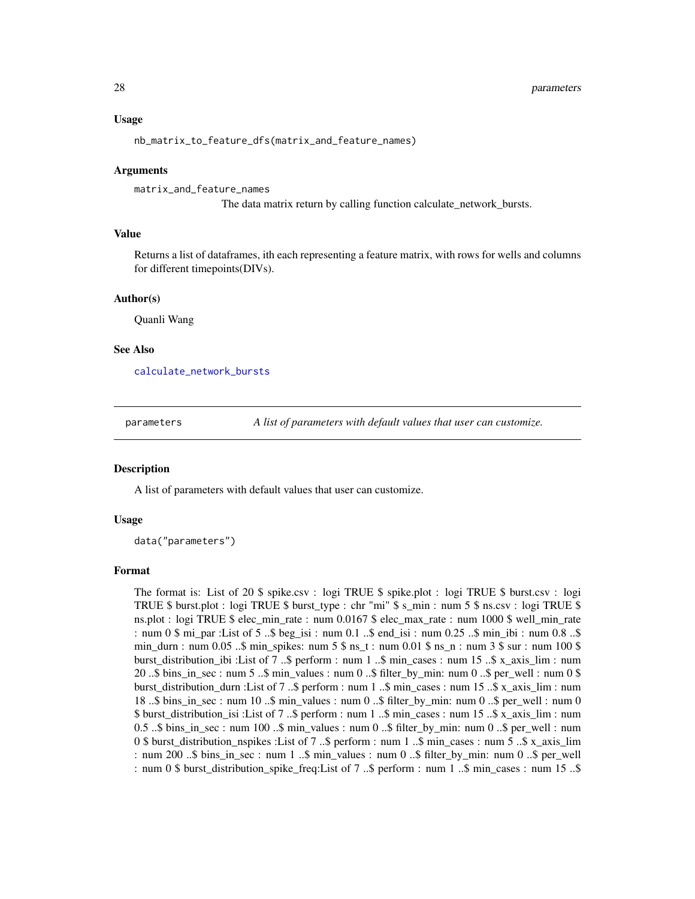### Usage

```
nb_matrix_to_feature_dfs(matrix_and_feature_names)
```

### Arguments

matrix_and_feature_names
The data matrix return by calling function calculate_network_bursts.

### Value

Returns a list of dataframes, ith each representing a feature matrix, with rows for wells and columns for different timepoints(DIVs).

### Author(s)

Quanli Wang

### See Also

calculate_network_bursts

---

## parameters — *A list of parameters with default values that user can customize.*

---

### Description

A list of parameters with default values that user can customize.

### Usage

```
data("parameters")
```

### Format

The format is: List of 20 $ spike.csv : logi TRUE $ spike.plot : logi TRUE $ burst.csv : logi TRUE $ burst.plot : logi TRUE $ burst_type : chr "mi" $ s_min : num 5 $ ns.csv : logi TRUE $ ns.plot : logi TRUE $ elec_min_rate : num 0.0167 $ elec_max_rate : num 1000 $ well_min_rate : num 0 $ mi_par :List of 5 ..$ beg_isi : num 0.1 ..$ end_isi : num 0.25 ..$ min_ibi : num 0.8 ..$ min_durn : num 0.05 ..$ min_spikes: num 5 $ ns_t : num 0.01 $ ns_n : num 3 $ sur : num 100 $ burst_distribution_ibi :List of 7 ..$ perform : num 1 ..$ min_cases : num 15 ..$ x_axis_lim : num 20 ..$ bins_in_sec : num 5 ..$ min_values : num 0 ..$ filter_by_min: num 0 ..$ per_well : num 0 $ burst_distribution_durn :List of 7 ..$ perform : num 1 ..$ min_cases : num 15 ..$ x_axis_lim : num 18 ..$ bins_in_sec : num 10 ..$ min_values : num 0 ..$ filter_by_min: num 0 ..$ per_well : num 0 $ burst_distribution_isi :List of 7 ..$ perform : num 1 ..$ min_cases : num 15 ..$ x_axis_lim : num 0.5 ..$ bins_in_sec : num 100 ..$ min_values : num 0 ..$ filter_by_min: num 0 ..$ per_well : num 0 $ burst_distribution_nspikes :List of 7 ..$ perform : num 1 ..$ min_cases : num 5 ..$ x_axis_lim : num 200 ..$ bins_in_sec : num 1 ..$ min_values : num 0 ..$ filter_by_min: num 0 ..$ per_well : num 0 $ burst_distribution_spike_freq:List of 7 ..$ perform : num 1 ..$ min_cases : num 15 ..$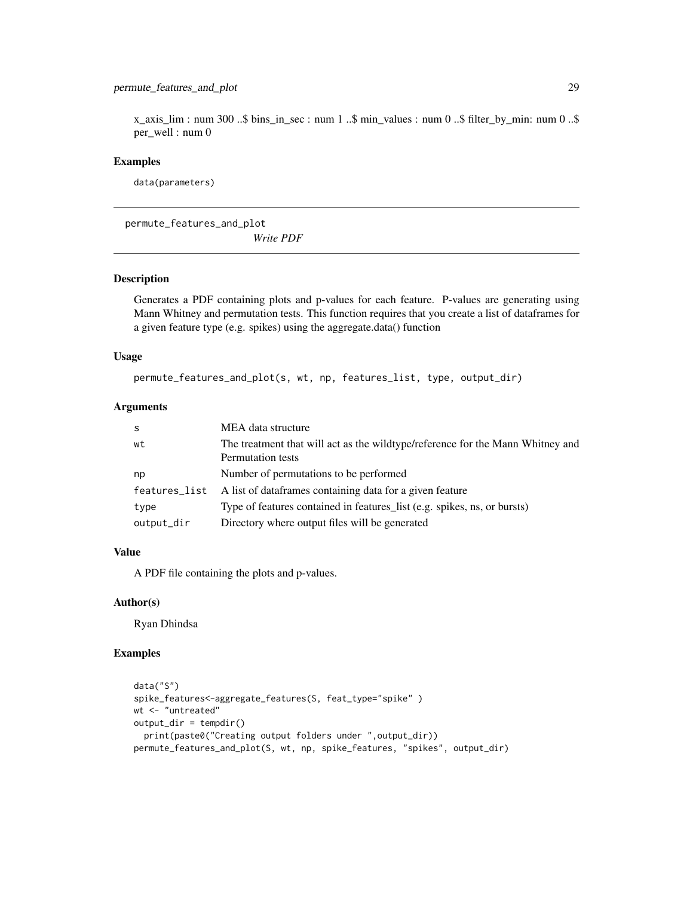x_axis_lim : num 300 ..$ bins_in_sec : num 1 ..$ min_values : num 0 ..$ filter_by_min: num 0 ..$ per_well : num 0

### Examples

```
data(parameters)
```

---

## permute_features_and_plot

*Write PDF*

### Description

Generates a PDF containing plots and p-values for each feature. P-values are generating using Mann Whitney and permutation tests. This function requires that you create a list of dataframes for a given feature type (e.g. spikes) using the aggregate.data() function

### Usage

```
permute_features_and_plot(s, wt, np, features_list, type, output_dir)
```

### Arguments

| | |
|---|---|
| s | MEA data structure |
| wt | The treatment that will act as the wildtype/reference for the Mann Whitney and Permutation tests |
| np | Number of permutations to be performed |
| features_list | A list of dataframes containing data for a given feature |
| type | Type of features contained in features_list (e.g. spikes, ns, or bursts) |
| output_dir | Directory where output files will be generated |

### Value

A PDF file containing the plots and p-values.

### Author(s)

Ryan Dhindsa

### Examples

```
data("S")
spike_features<-aggregate_features(S, feat_type="spike" )
wt <- "untreated"
output_dir = tempdir()
  print(paste0("Creating output folders under ",output_dir))
permute_features_and_plot(S, wt, np, spike_features, "spikes", output_dir)
```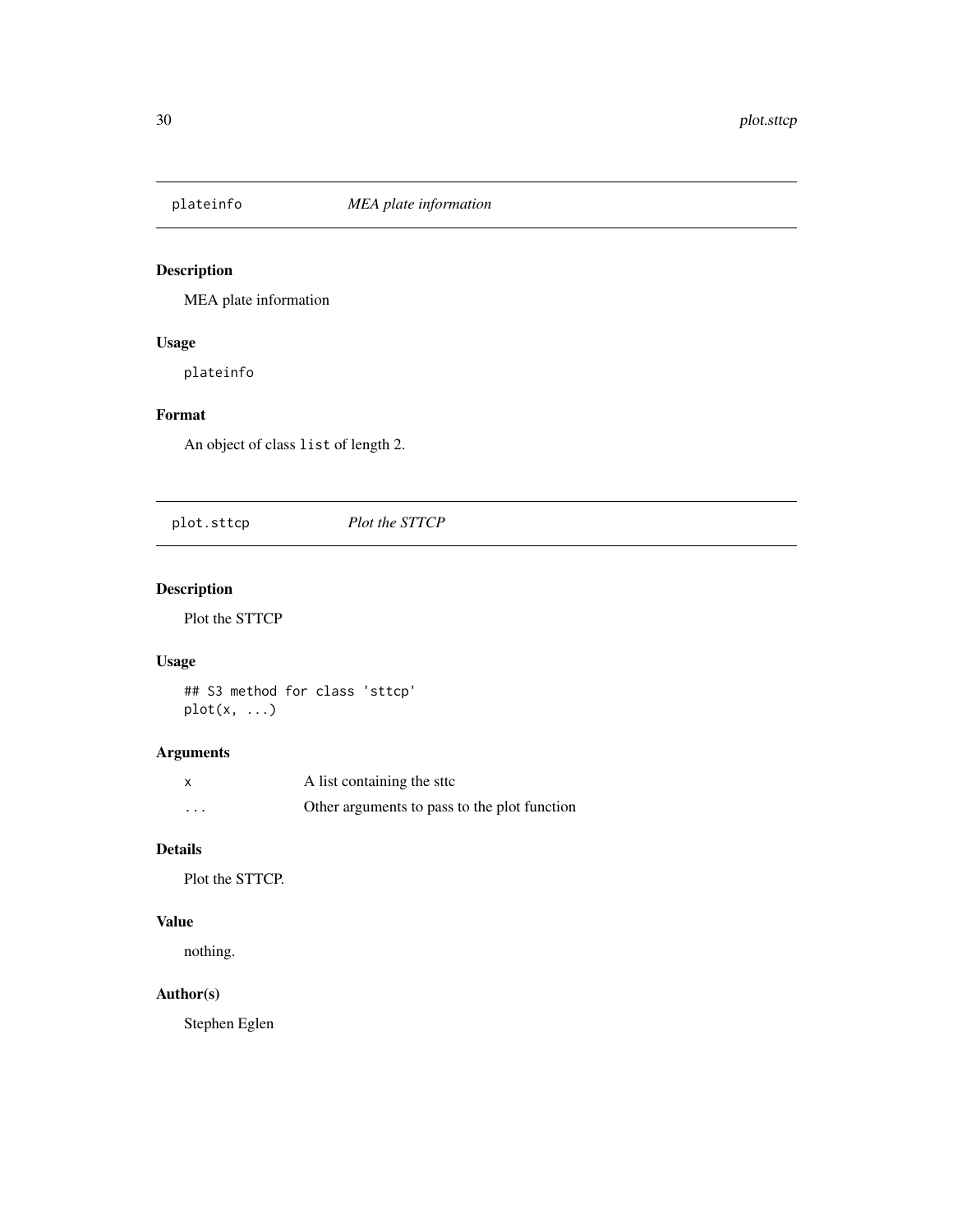## plateinfo *MEA plate information*

### Description

MEA plate information

### Usage

```
plateinfo
```

### Format

An object of class `list` of length 2.

## plot.sttcp *Plot the STTCP*

### Description

Plot the STTCP

### Usage

```
## S3 method for class 'sttcp'
plot(x, ...)
```

### Arguments

| | |
|---|---|
| `x` | A list containing the sttc |
| `...` | Other arguments to pass to the plot function |

### Details

Plot the STTCP.

### Value

nothing.

### Author(s)

Stephen Eglen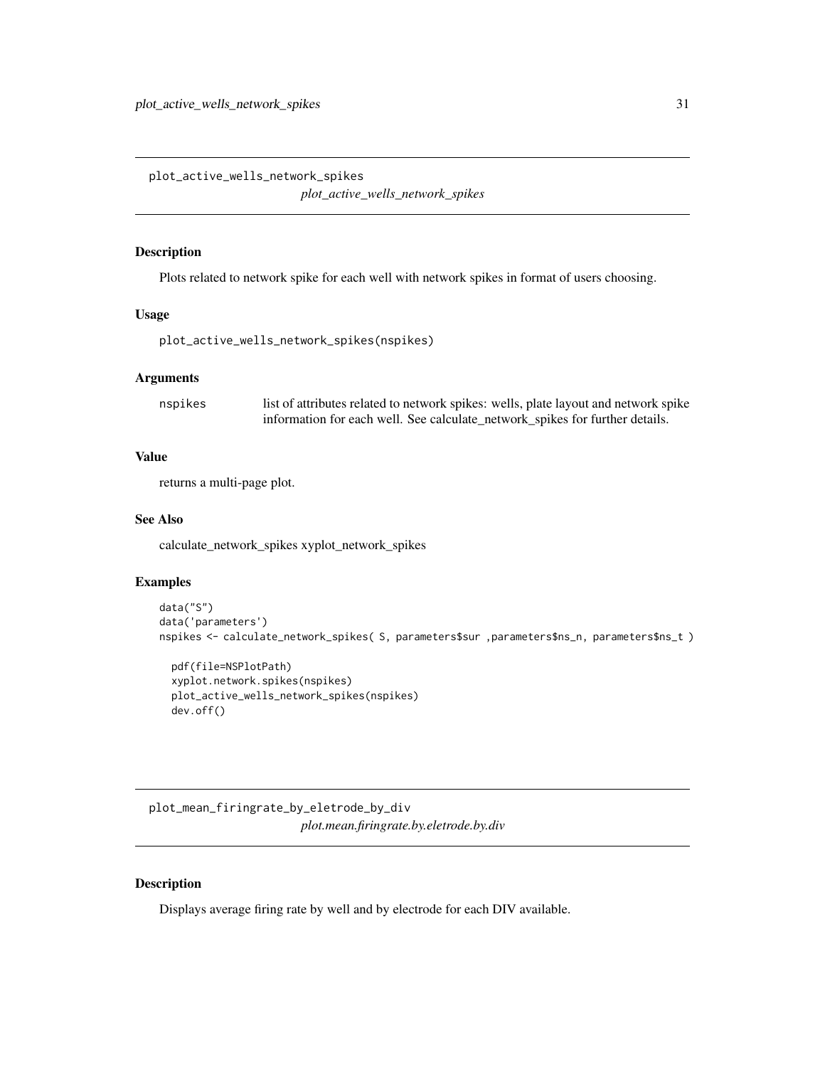## plot_active_wells_network_spikes

*plot_active_wells_network_spikes*

### Description

Plots related to network spike for each well with network spikes in format of users choosing.

### Usage

```
plot_active_wells_network_spikes(nspikes)
```

### Arguments

nspikes — list of attributes related to network spikes: wells, plate layout and network spike information for each well. See calculate_network_spikes for further details.

### Value

returns a multi-page plot.

### See Also

calculate_network_spikes xyplot_network_spikes

### Examples

```
data("S")
data('parameters')
nspikes <- calculate_network_spikes( S, parameters$sur ,parameters$ns_n, parameters$ns_t )

  pdf(file=NSPlotPath)
  xyplot.network.spikes(nspikes)
  plot_active_wells_network_spikes(nspikes)
  dev.off()
```

## plot_mean_firingrate_by_eletrode_by_div

*plot.mean.firingrate.by.eletrode.by.div*

### Description

Displays average firing rate by well and by electrode for each DIV available.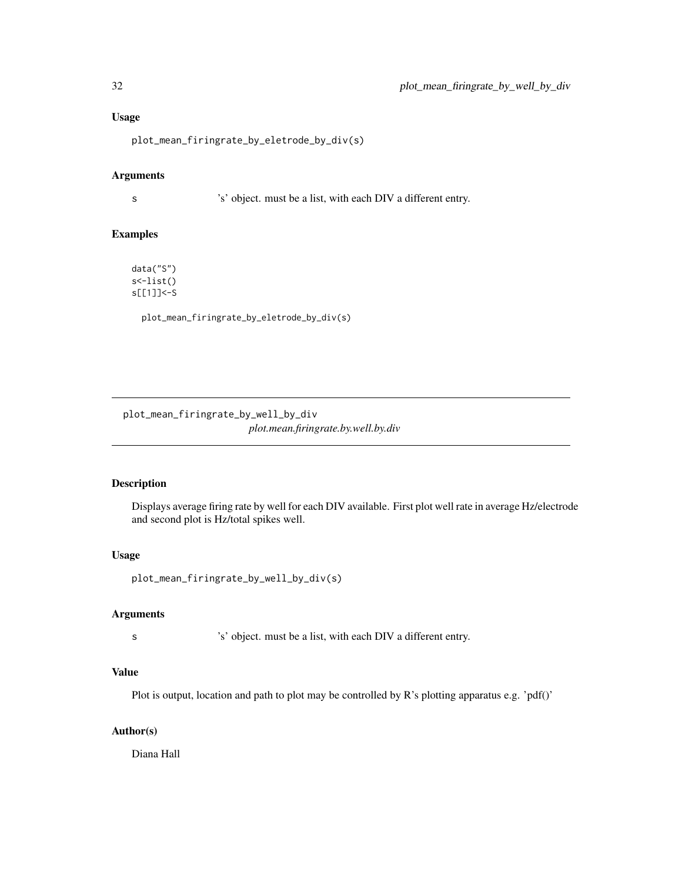### Usage

```
plot_mean_firingrate_by_eletrode_by_div(s)
```

### Arguments

s &nbsp;&nbsp;&nbsp;&nbsp; 's' object. must be a list, with each DIV a different entry.

### Examples

```
data("S")
s<-list()
s[[1]]<-S

  plot_mean_firingrate_by_eletrode_by_div(s)
```

---

## plot_mean_firingrate_by_well_by_div

*plot.mean.firingrate.by.well.by.div*

---

### Description

Displays average firing rate by well for each DIV available. First plot well rate in average Hz/electrode and second plot is Hz/total spikes well.

### Usage

```
plot_mean_firingrate_by_well_by_div(s)
```

### Arguments

s &nbsp;&nbsp;&nbsp;&nbsp; 's' object. must be a list, with each DIV a different entry.

### Value

Plot is output, location and path to plot may be controlled by R's plotting apparatus e.g. 'pdf()'

### Author(s)

Diana Hall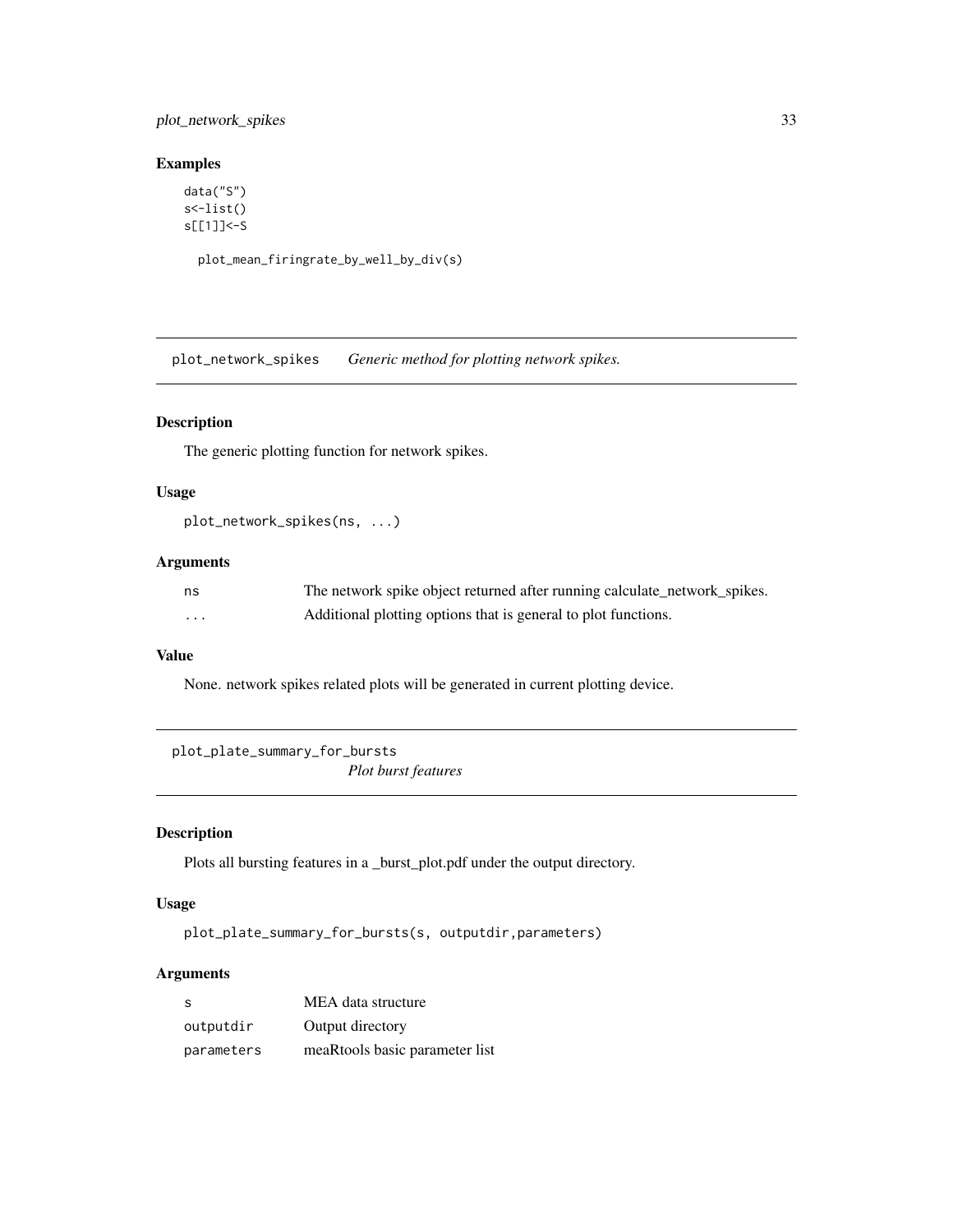### Examples

```
data("S")
s<-list()
s[[1]]<-S

  plot_mean_firingrate_by_well_by_div(s)
```

---

## plot_network_spikes *Generic method for plotting network spikes.*

---

### Description

The generic plotting function for network spikes.

### Usage

```
plot_network_spikes(ns, ...)
```

### Arguments

| | |
|---|---|
| ns | The network spike object returned after running calculate_network_spikes. |
| ... | Additional plotting options that is general to plot functions. |

### Value

None. network spikes related plots will be generated in current plotting device.

---

## plot_plate_summary_for_bursts *Plot burst features*

---

### Description

Plots all bursting features in a _burst_plot.pdf under the output directory.

### Usage

```
plot_plate_summary_for_bursts(s, outputdir,parameters)
```

### Arguments

| | |
|---|---|
| s | MEA data structure |
| outputdir | Output directory |
| parameters | meaRtools basic parameter list |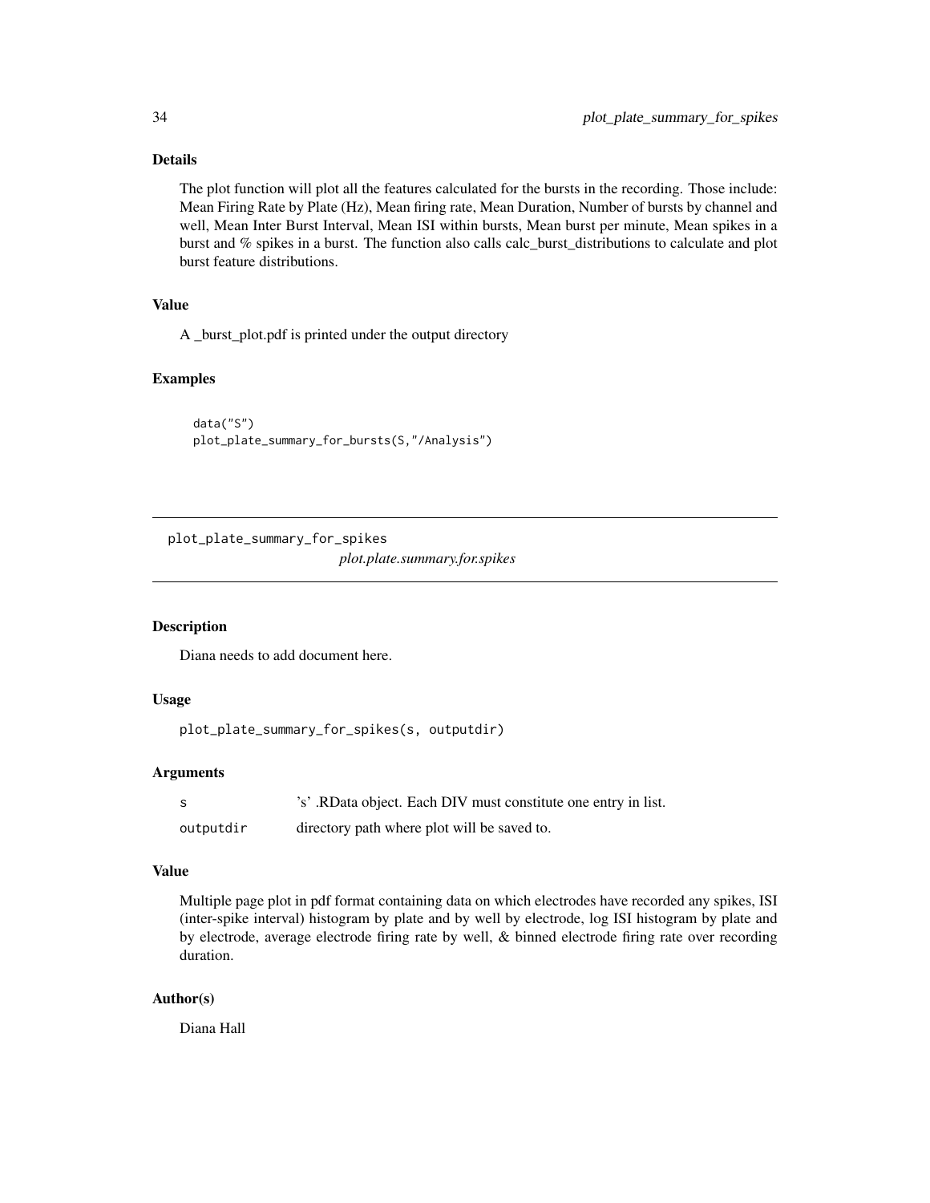### Details

The plot function will plot all the features calculated for the bursts in the recording. Those include: Mean Firing Rate by Plate (Hz), Mean firing rate, Mean Duration, Number of bursts by channel and well, Mean Inter Burst Interval, Mean ISI within bursts, Mean burst per minute, Mean spikes in a burst and % spikes in a burst. The function also calls calc_burst_distributions to calculate and plot burst feature distributions.

### Value

A _burst_plot.pdf is printed under the output directory

### Examples

```
data("S")
plot_plate_summary_for_bursts(S,"/Analysis")
```

---

## plot_plate_summary_for_spikes

*plot.plate.summary.for.spikes*

---

### Description

Diana needs to add document here.

### Usage

```
plot_plate_summary_for_spikes(s, outputdir)
```

### Arguments

| | |
|---|---|
| s | 's' .RData object. Each DIV must constitute one entry in list. |
| outputdir | directory path where plot will be saved to. |

### Value

Multiple page plot in pdf format containing data on which electrodes have recorded any spikes, ISI (inter-spike interval) histogram by plate and by well by electrode, log ISI histogram by plate and by electrode, average electrode firing rate by well, & binned electrode firing rate over recording duration.

### Author(s)

Diana Hall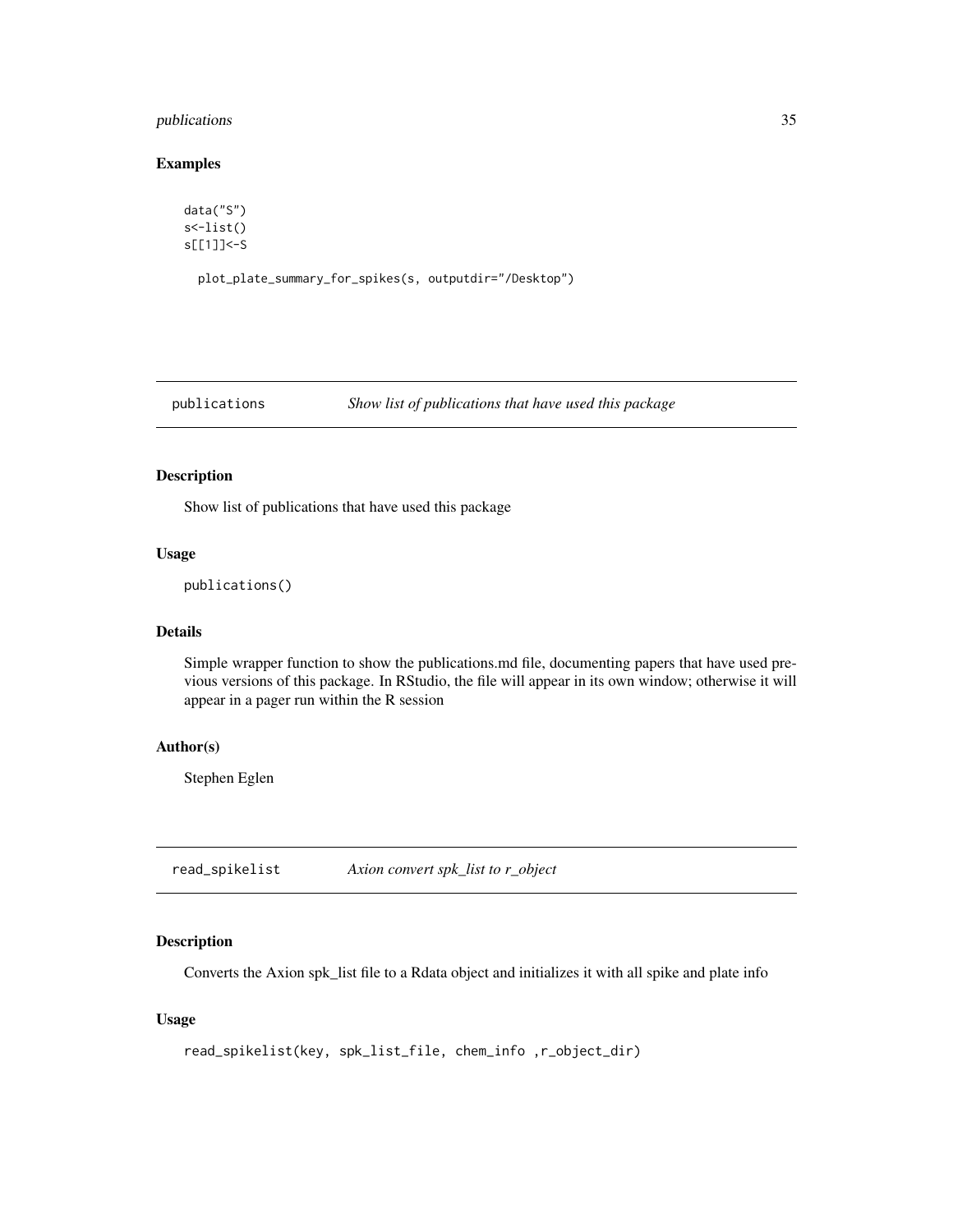### Examples

```
data("S")
s<-list()
s[[1]]<-S

  plot_plate_summary_for_spikes(s, outputdir="/Desktop")
```

---

## publications *Show list of publications that have used this package*

---

### Description

Show list of publications that have used this package

### Usage

```
publications()
```

### Details

Simple wrapper function to show the publications.md file, documenting papers that have used previous versions of this package. In RStudio, the file will appear in its own window; otherwise it will appear in a pager run within the R session

### Author(s)

Stephen Eglen

---

## read_spikelist *Axion convert spk_list to r_object*

---

### Description

Converts the Axion spk_list file to a Rdata object and initializes it with all spike and plate info

### Usage

```
read_spikelist(key, spk_list_file, chem_info ,r_object_dir)
```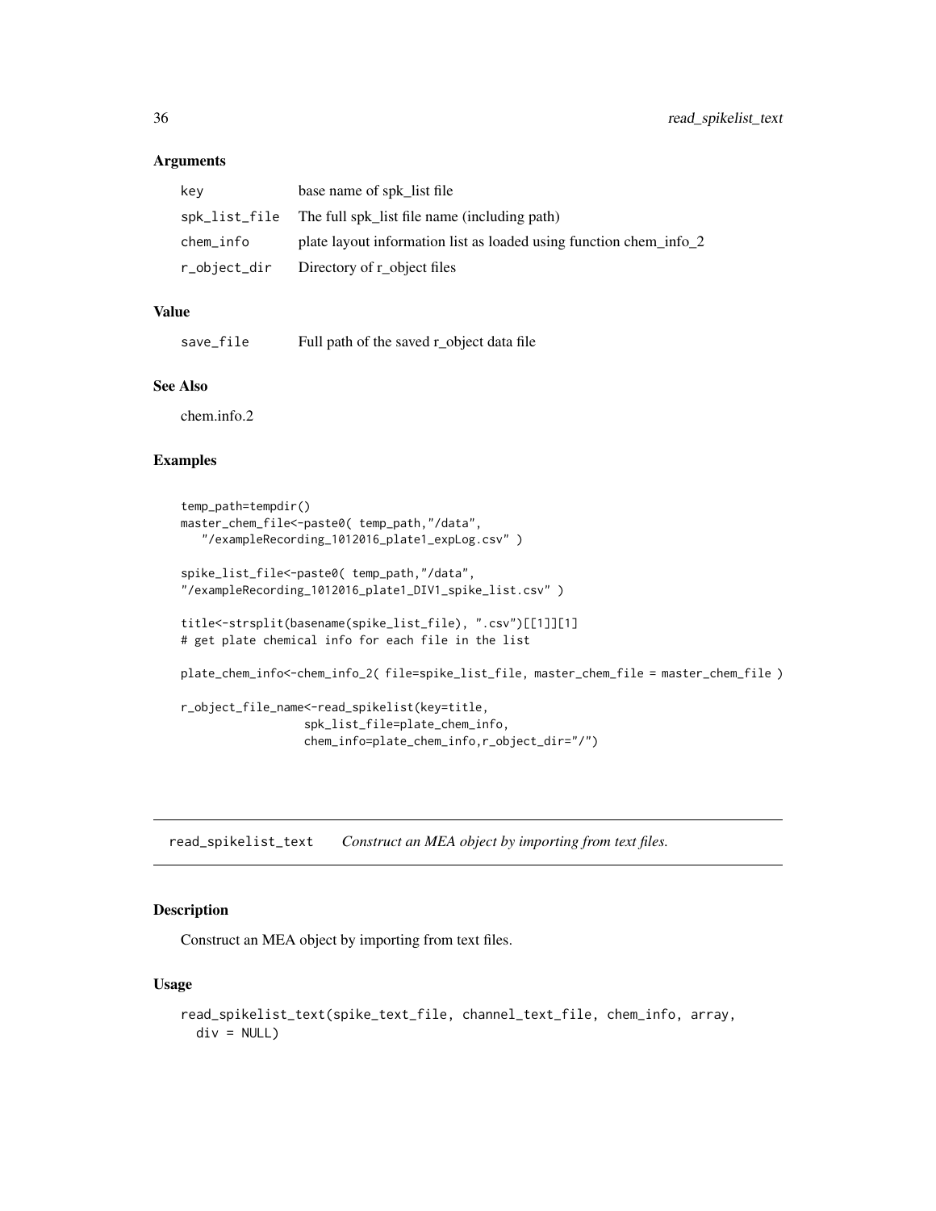### Arguments

| | |
|---|---|
| key | base name of spk_list file |
| spk_list_file | The full spk_list file name (including path) |
| chem_info | plate layout information list as loaded using function chem_info_2 |
| r_object_dir | Directory of r_object files |

### Value

| | |
|---|---|
| save_file | Full path of the saved r_object data file |

### See Also

chem.info.2

### Examples

```
temp_path=tempdir()
master_chem_file<-paste0( temp_path,"/data",
   "/exampleRecording_1012016_plate1_expLog.csv" )

spike_list_file<-paste0( temp_path,"/data",
"/exampleRecording_1012016_plate1_DIV1_spike_list.csv" )

title<-strsplit(basename(spike_list_file), ".csv")[[1]][1]
# get plate chemical info for each file in the list

plate_chem_info<-chem_info_2( file=spike_list_file, master_chem_file = master_chem_file )

r_object_file_name<-read_spikelist(key=title,
                  spk_list_file=plate_chem_info,
                  chem_info=plate_chem_info,r_object_dir="/")
```

---

## read_spikelist_text *Construct an MEA object by importing from text files.*

---

### Description

Construct an MEA object by importing from text files.

### Usage

```
read_spikelist_text(spike_text_file, channel_text_file, chem_info, array,
  div = NULL)
```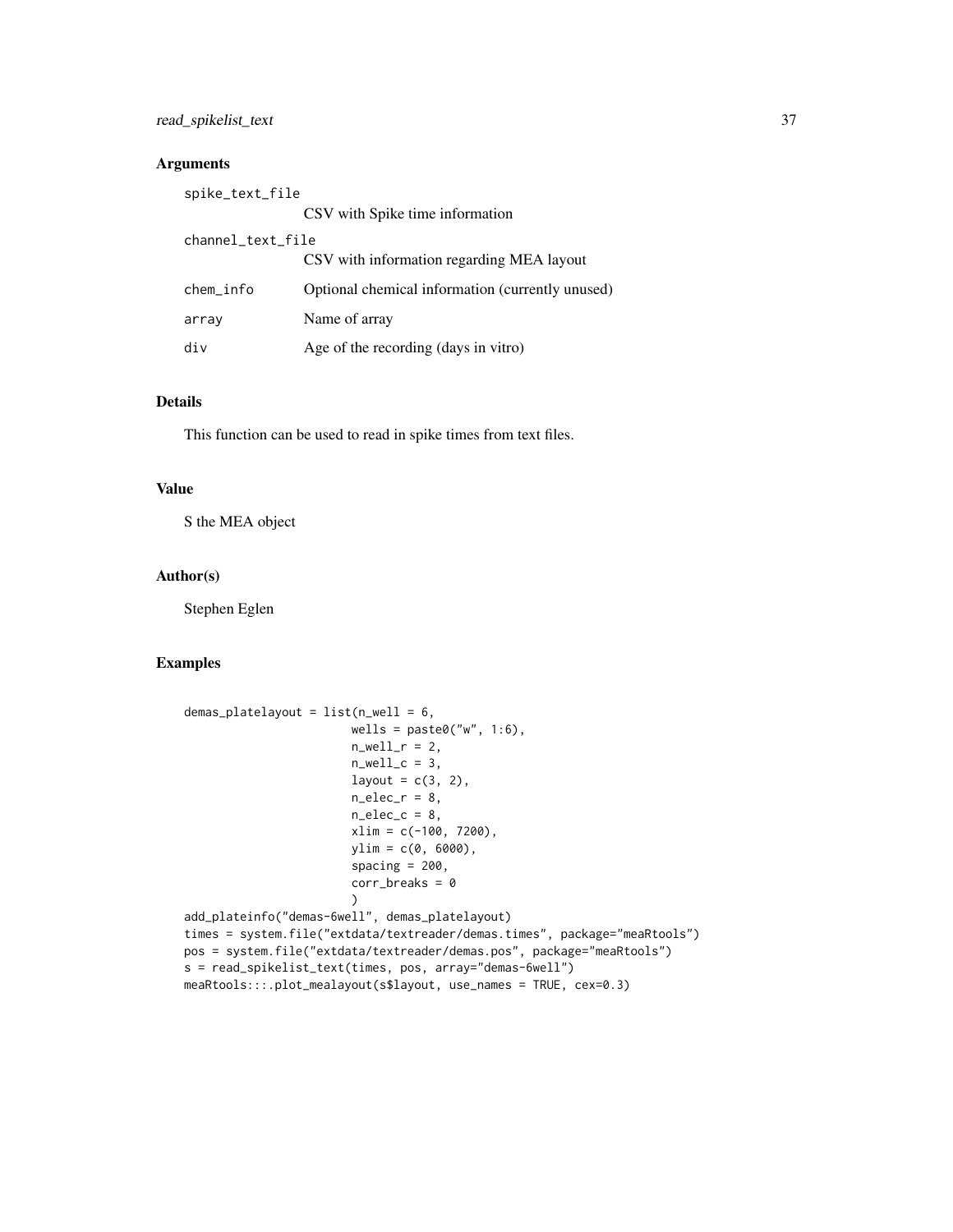## Arguments

| | |
|---|---|
| spike_text_file | CSV with Spike time information |
| channel_text_file | CSV with information regarding MEA layout |
| chem_info | Optional chemical information (currently unused) |
| array | Name of array |
| div | Age of the recording (days in vitro) |

## Details

This function can be used to read in spike times from text files.

## Value

S the MEA object

## Author(s)

Stephen Eglen

## Examples

```
demas_platelayout = list(n_well = 6,
                        wells = paste0("w", 1:6),
                        n_well_r = 2,
                        n_well_c = 3,
                        layout = c(3, 2),
                        n_elec_r = 8,
                        n_elec_c = 8,
                        xlim = c(-100, 7200),
                        ylim = c(0, 6000),
                        spacing = 200,
                        corr_breaks = 0
                        )
add_plateinfo("demas-6well", demas_platelayout)
times = system.file("extdata/textreader/demas.times", package="meaRtools")
pos = system.file("extdata/textreader/demas.pos", package="meaRtools")
s = read_spikelist_text(times, pos, array="demas-6well")
meaRtools:::.plot_mealayout(s$layout, use_names = TRUE, cex=0.3)
```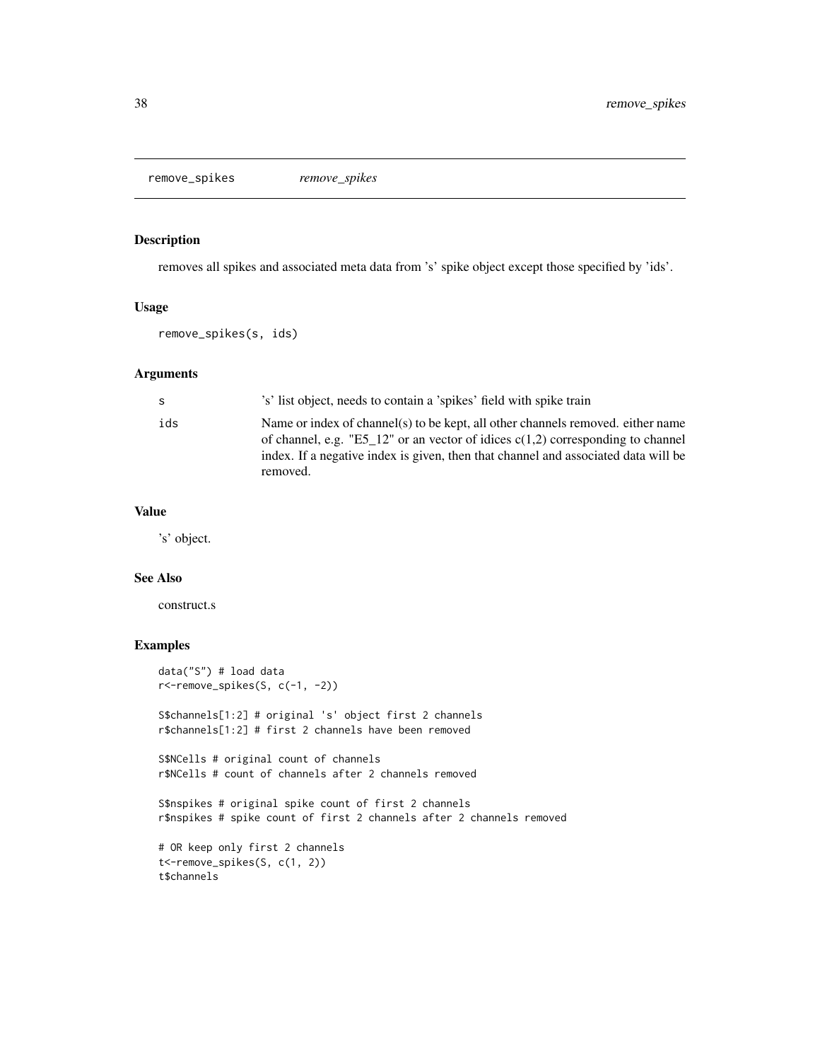# remove_spikes

*remove_spikes*

## Description

removes all spikes and associated meta data from 's' spike object except those specified by 'ids'.

## Usage

```
remove_spikes(s, ids)
```

## Arguments

| | |
|---|---|
| s | 's' list object, needs to contain a 'spikes' field with spike train |
| ids | Name or index of channel(s) to be kept, all other channels removed. either name of channel, e.g. "E5_12" or an vector of idices c(1,2) corresponding to channel index. If a negative index is given, then that channel and associated data will be removed. |

## Value

's' object.

## See Also

construct.s

## Examples

```
data("S") # load data
r<-remove_spikes(S, c(-1, -2))

S$channels[1:2] # original 's' object first 2 channels
r$channels[1:2] # first 2 channels have been removed

S$NCells # original count of channels
r$NCells # count of channels after 2 channels removed

S$nspikes # original spike count of first 2 channels
r$nspikes # spike count of first 2 channels after 2 channels removed

# OR keep only first 2 channels
t<-remove_spikes(S, c(1, 2))
t$channels
```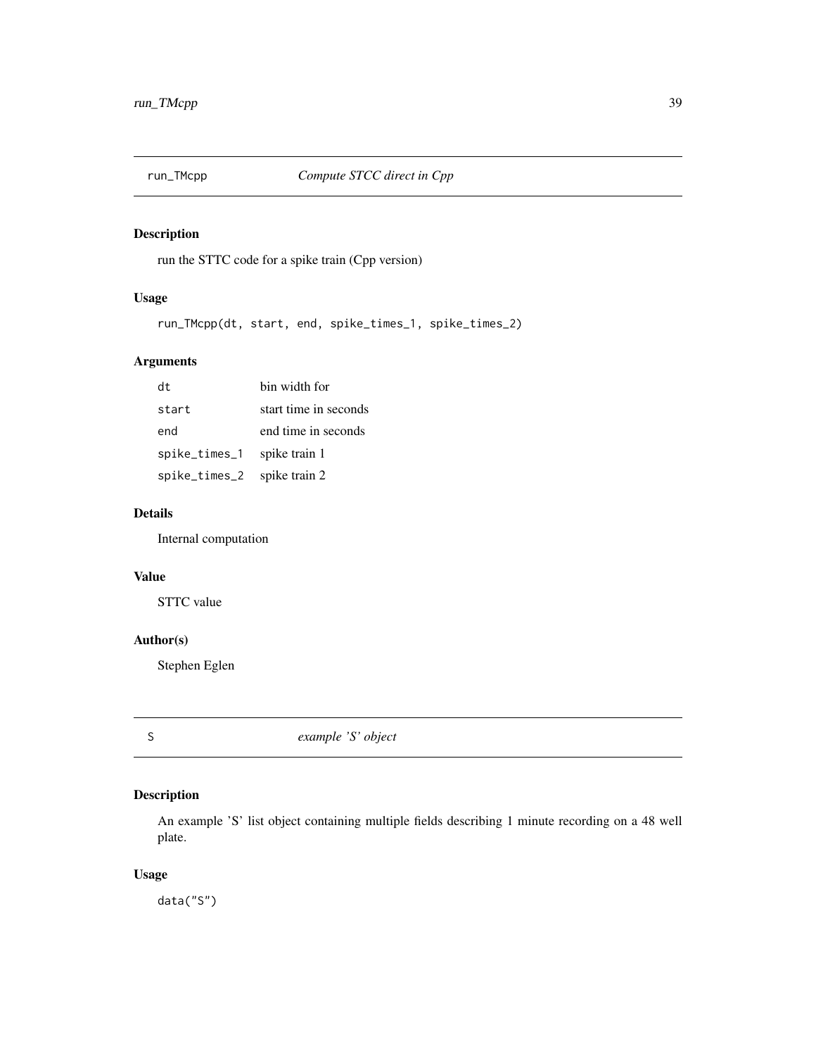## run_TMcpp — *Compute STCC direct in Cpp*

### Description

run the STTC code for a spike train (Cpp version)

### Usage

```
run_TMcpp(dt, start, end, spike_times_1, spike_times_2)
```

### Arguments

| | |
|---|---|
| `dt` | bin width for |
| `start` | start time in seconds |
| `end` | end time in seconds |
| `spike_times_1` | spike train 1 |
| `spike_times_2` | spike train 2 |

### Details

Internal computation

### Value

STTC value

### Author(s)

Stephen Eglen

## S — *example 'S' object*

### Description

An example 'S' list object containing multiple fields describing 1 minute recording on a 48 well plate.

### Usage

```
data("S")
```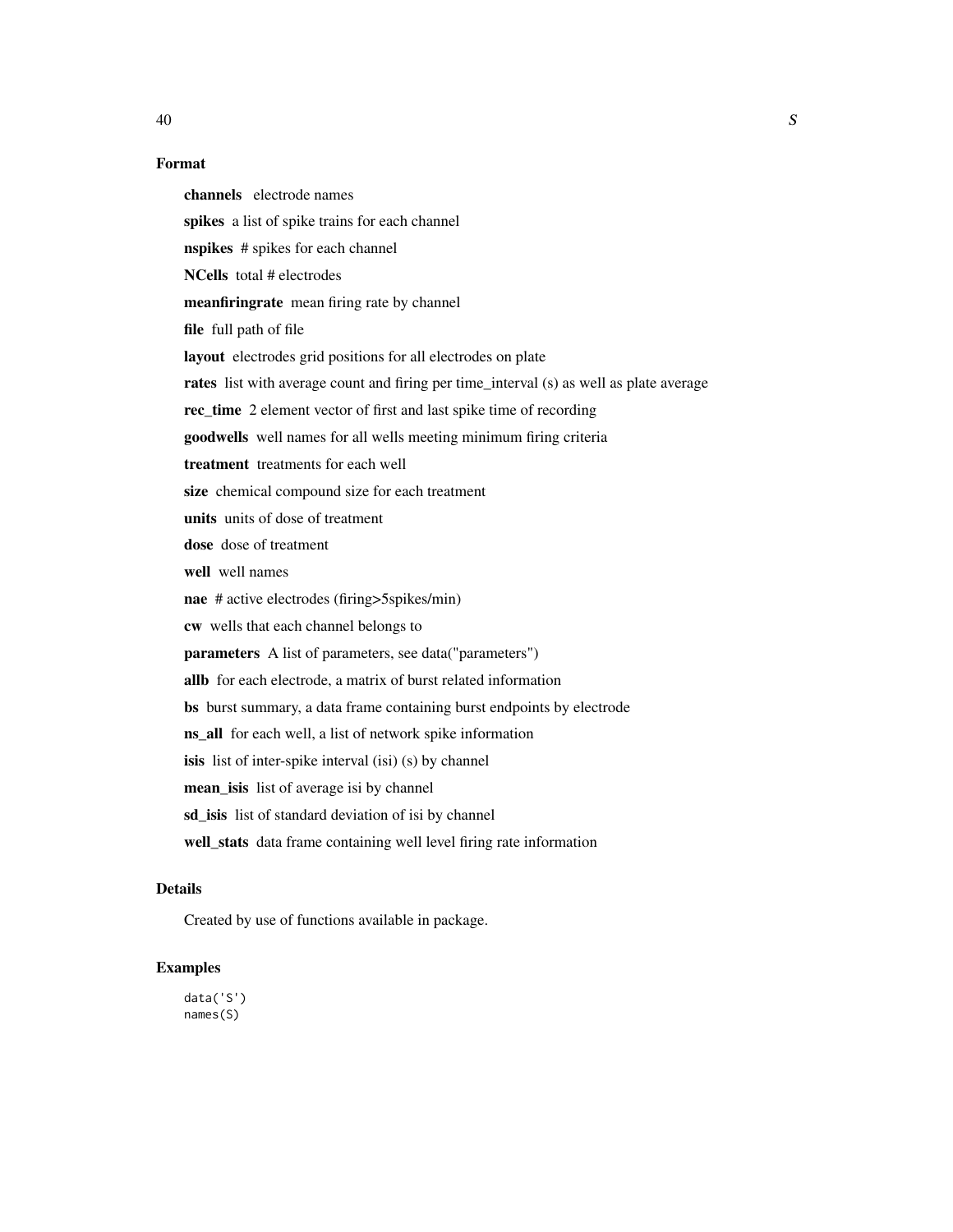### Format

**channels** electrode names

**spikes** a list of spike trains for each channel

**nspikes** # spikes for each channel

**NCells** total # electrodes

**meanfiringrate** mean firing rate by channel

**file** full path of file

**layout** electrodes grid positions for all electrodes on plate

**rates** list with average count and firing per time_interval (s) as well as plate average

**rec_time** 2 element vector of first and last spike time of recording

**goodwells** well names for all wells meeting minimum firing criteria

**treatment** treatments for each well

**size** chemical compound size for each treatment

**units** units of dose of treatment

**dose** dose of treatment

**well** well names

**nae** # active electrodes (firing>5spikes/min)

**cw** wells that each channel belongs to

**parameters** A list of parameters, see data("parameters")

**allb** for each electrode, a matrix of burst related information

**bs** burst summary, a data frame containing burst endpoints by electrode

**ns_all** for each well, a list of network spike information

**isis** list of inter-spike interval (isi) (s) by channel

**mean_isis** list of average isi by channel

**sd_isis** list of standard deviation of isi by channel

**well_stats** data frame containing well level firing rate information

### Details

Created by use of functions available in package.

### Examples

```
data('S')
names(S)
```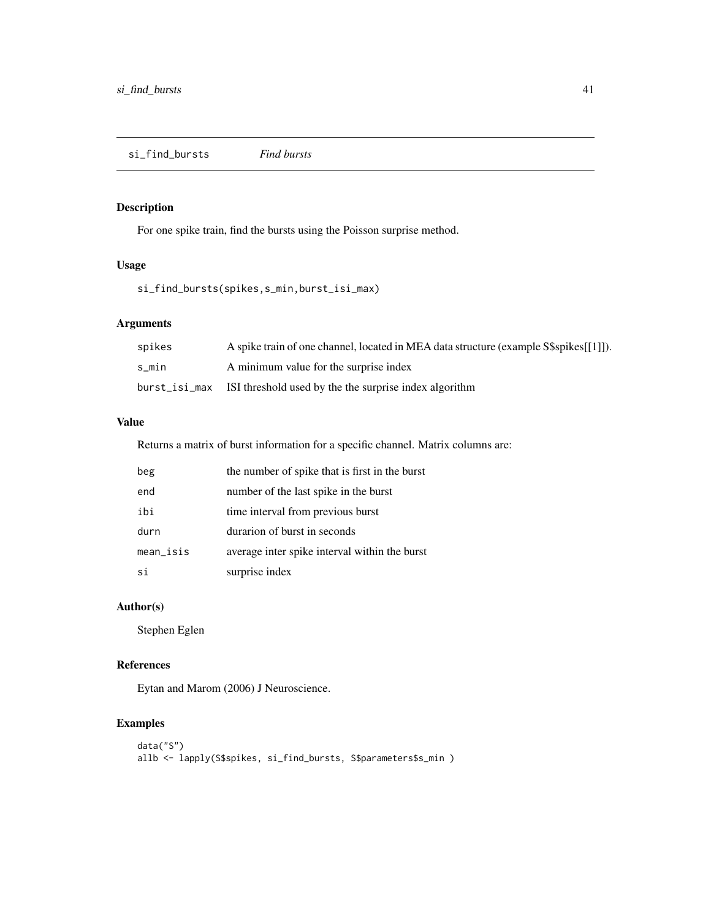## si_find_bursts *Find bursts*

### Description

For one spike train, find the bursts using the Poisson surprise method.

### Usage

```
si_find_bursts(spikes,s_min,burst_isi_max)
```

### Arguments

| | |
|---|---|
| spikes | A spike train of one channel, located in MEA data structure (example S$spikes[[1]]). |
| s_min | A minimum value for the surprise index |
| burst_isi_max | ISI threshold used by the the surprise index algorithm |

### Value

Returns a matrix of burst information for a specific channel. Matrix columns are:

| | |
|---|---|
| beg | the number of spike that is first in the burst |
| end | number of the last spike in the burst |
| ibi | time interval from previous burst |
| durn | durarion of burst in seconds |
| mean_isis | average inter spike interval within the burst |
| si | surprise index |

### Author(s)

Stephen Eglen

### References

Eytan and Marom (2006) J Neuroscience.

### Examples

```
data("S")
allb <- lapply(S$spikes, si_find_bursts, S$parameters$s_min )
```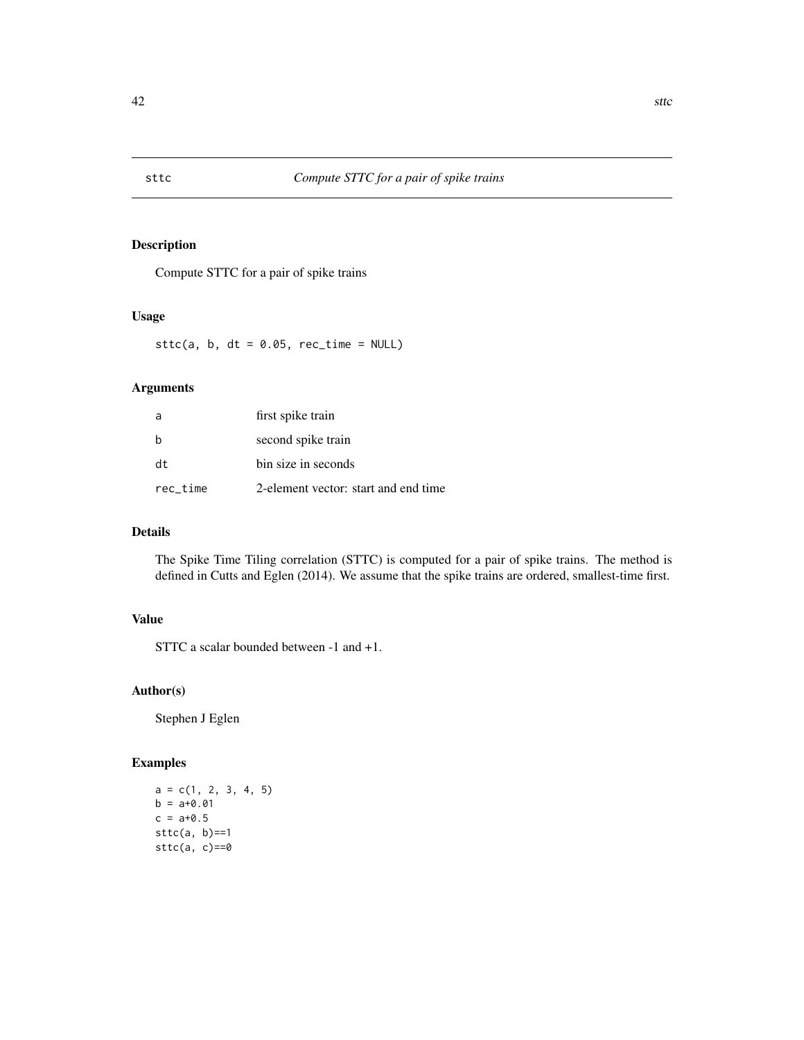## sttc — *Compute STTC for a pair of spike trains*

### Description

Compute STTC for a pair of spike trains

### Usage

```
sttc(a, b, dt = 0.05, rec_time = NULL)
```

### Arguments

| | |
|---|---|
| a | first spike train |
| b | second spike train |
| dt | bin size in seconds |
| rec_time | 2-element vector: start and end time |

### Details

The Spike Time Tiling correlation (STTC) is computed for a pair of spike trains. The method is defined in Cutts and Eglen (2014). We assume that the spike trains are ordered, smallest-time first.

### Value

STTC a scalar bounded between -1 and +1.

### Author(s)

Stephen J Eglen

### Examples

```
a = c(1, 2, 3, 4, 5)
b = a+0.01
c = a+0.5
sttc(a, b)==1
sttc(a, c)==0
```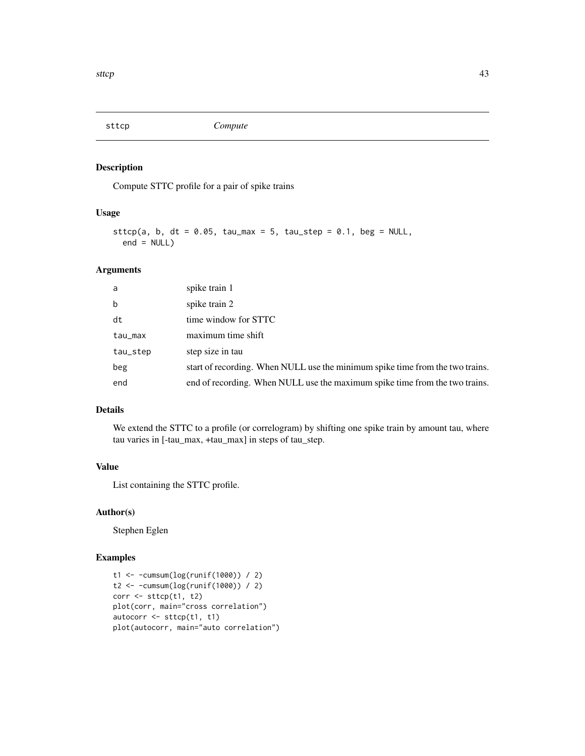sttcp *Compute*

## Description

Compute STTC profile for a pair of spike trains

## Usage

```
sttcp(a, b, dt = 0.05, tau_max = 5, tau_step = 0.1, beg = NULL,
  end = NULL)
```

## Arguments

| | |
|---|---|
| a | spike train 1 |
| b | spike train 2 |
| dt | time window for STTC |
| tau_max | maximum time shift |
| tau_step | step size in tau |
| beg | start of recording. When NULL use the minimum spike time from the two trains. |
| end | end of recording. When NULL use the maximum spike time from the two trains. |

## Details

We extend the STTC to a profile (or correlogram) by shifting one spike train by amount tau, where tau varies in [-tau_max, +tau_max] in steps of tau_step.

## Value

List containing the STTC profile.

## Author(s)

Stephen Eglen

## Examples

```
t1 <- -cumsum(log(runif(1000)) / 2)
t2 <- -cumsum(log(runif(1000)) / 2)
corr <- sttcp(t1, t2)
plot(corr, main="cross correlation")
autocorr <- sttcp(t1, t1)
plot(autocorr, main="auto correlation")
```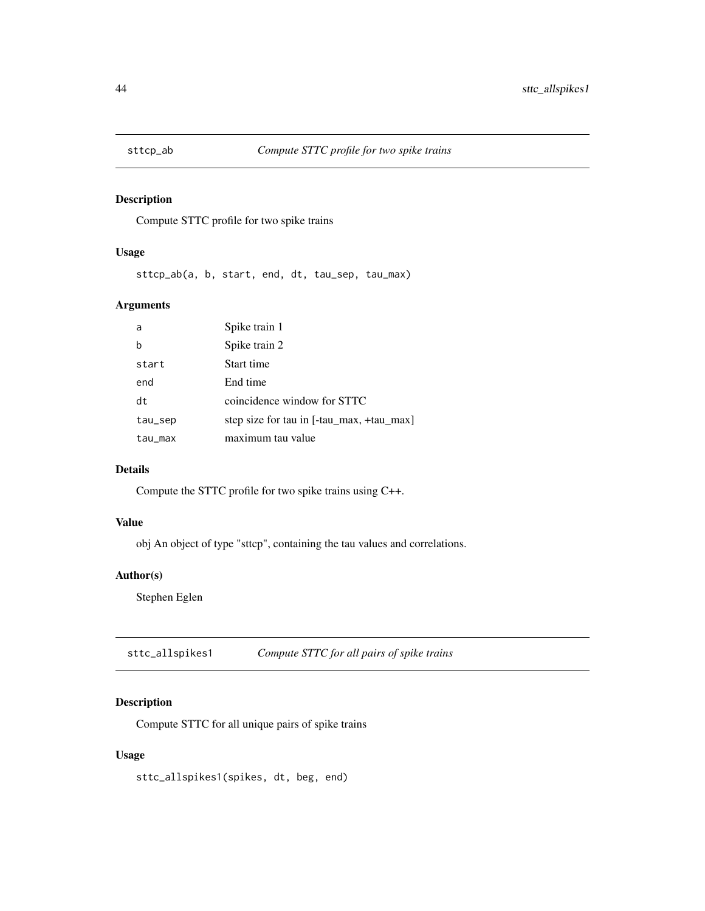## sttcp_ab *Compute STTC profile for two spike trains*

### Description

Compute STTC profile for two spike trains

### Usage

```
sttcp_ab(a, b, start, end, dt, tau_sep, tau_max)
```

### Arguments

| | |
|---|---|
| a | Spike train 1 |
| b | Spike train 2 |
| start | Start time |
| end | End time |
| dt | coincidence window for STTC |
| tau_sep | step size for tau in [-tau_max, +tau_max] |
| tau_max | maximum tau value |

### Details

Compute the STTC profile for two spike trains using C++.

### Value

obj An object of type "sttcp", containing the tau values and correlations.

### Author(s)

Stephen Eglen

## sttc_allspikes1 *Compute STTC for all pairs of spike trains*

### Description

Compute STTC for all unique pairs of spike trains

### Usage

```
sttc_allspikes1(spikes, dt, beg, end)
```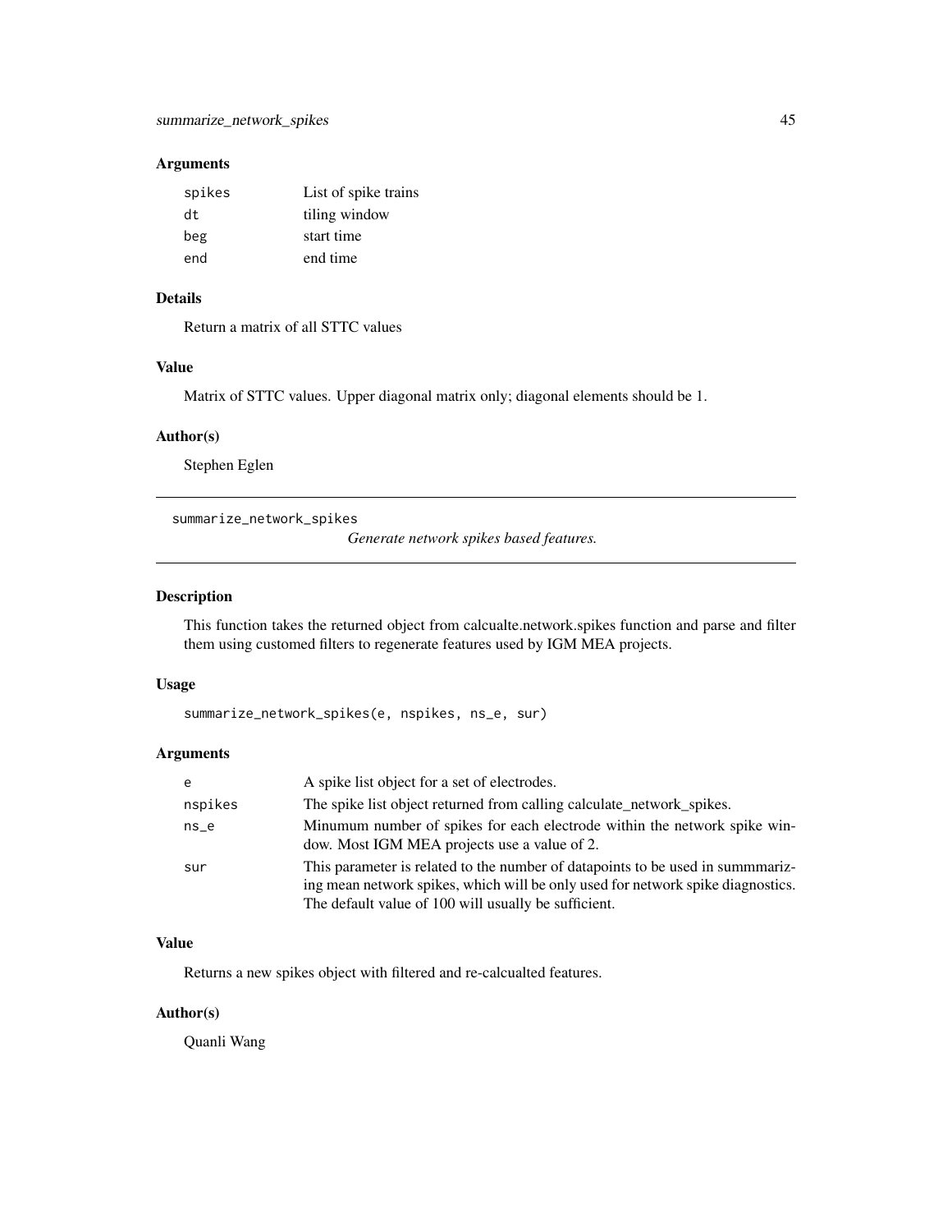### Arguments

| | |
|---|---|
| `spikes` | List of spike trains |
| `dt` | tiling window |
| `beg` | start time |
| `end` | end time |

### Details

Return a matrix of all STTC values

### Value

Matrix of STTC values. Upper diagonal matrix only; diagonal elements should be 1.

### Author(s)

Stephen Eglen

---

## summarize_network_spikes

*Generate network spikes based features.*

---

### Description

This function takes the returned object from calcualte.network.spikes function and parse and filter them using customed filters to regenerate features used by IGM MEA projects.

### Usage

```
summarize_network_spikes(e, nspikes, ns_e, sur)
```

### Arguments

| | |
|---|---|
| `e` | A spike list object for a set of electrodes. |
| `nspikes` | The spike list object returned from calling calculate_network_spikes. |
| `ns_e` | Minumum number of spikes for each electrode within the network spike window. Most IGM MEA projects use a value of 2. |
| `sur` | This parameter is related to the number of datapoints to be used in summmarizing mean network spikes, which will be only used for network spike diagnostics. The default value of 100 will usually be sufficient. |

### Value

Returns a new spikes object with filtered and re-calcualted features.

### Author(s)

Quanli Wang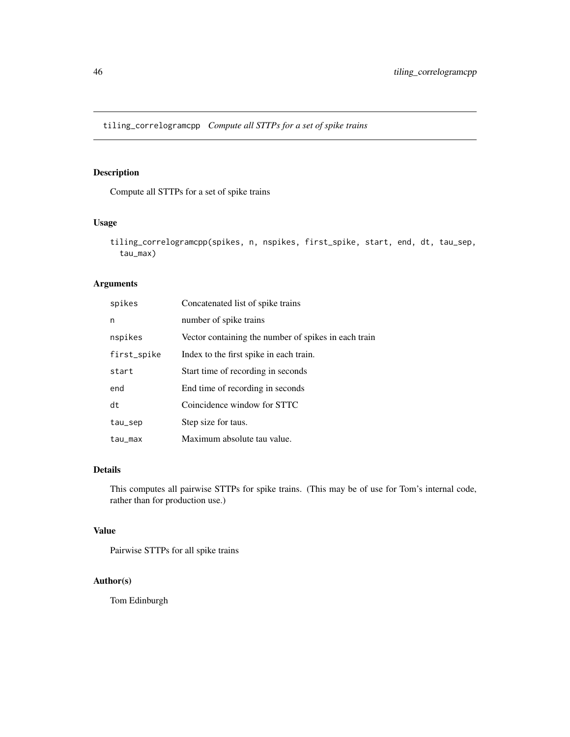tiling_correlogramcpp *Compute all STTPs for a set of spike trains*

## Description

Compute all STTPs for a set of spike trains

## Usage

```
tiling_correlogramcpp(spikes, n, nspikes, first_spike, start, end, dt, tau_sep,
  tau_max)
```

## Arguments

| | |
|---|---|
| spikes | Concatenated list of spike trains |
| n | number of spike trains |
| nspikes | Vector containing the number of spikes in each train |
| first_spike | Index to the first spike in each train. |
| start | Start time of recording in seconds |
| end | End time of recording in seconds |
| dt | Coincidence window for STTC |
| tau_sep | Step size for taus. |
| tau_max | Maximum absolute tau value. |

## Details

This computes all pairwise STTPs for spike trains. (This may be of use for Tom's internal code, rather than for production use.)

## Value

Pairwise STTPs for all spike trains

## Author(s)

Tom Edinburgh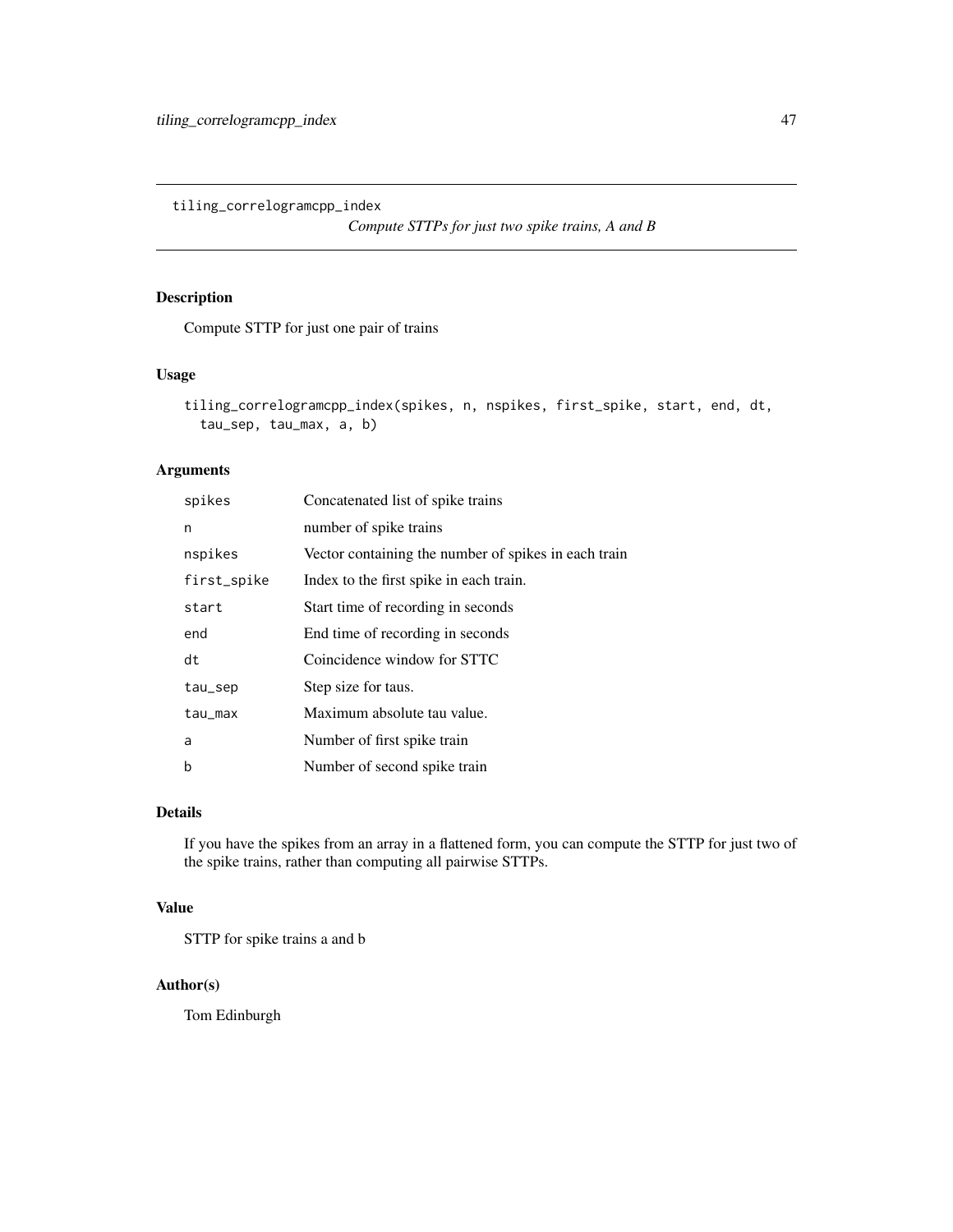`tiling_correlogramcpp_index`

*Compute STTPs for just two spike trains, A and B*

## Description

Compute STTP for just one pair of trains

## Usage

```
tiling_correlogramcpp_index(spikes, n, nspikes, first_spike, start, end, dt,
  tau_sep, tau_max, a, b)
```

## Arguments

| | |
|---|---|
| `spikes` | Concatenated list of spike trains |
| `n` | number of spike trains |
| `nspikes` | Vector containing the number of spikes in each train |
| `first_spike` | Index to the first spike in each train. |
| `start` | Start time of recording in seconds |
| `end` | End time of recording in seconds |
| `dt` | Coincidence window for STTC |
| `tau_sep` | Step size for taus. |
| `tau_max` | Maximum absolute tau value. |
| `a` | Number of first spike train |
| `b` | Number of second spike train |

## Details

If you have the spikes from an array in a flattened form, you can compute the STTP for just two of the spike trains, rather than computing all pairwise STTPs.

## Value

STTP for spike trains a and b

## Author(s)

Tom Edinburgh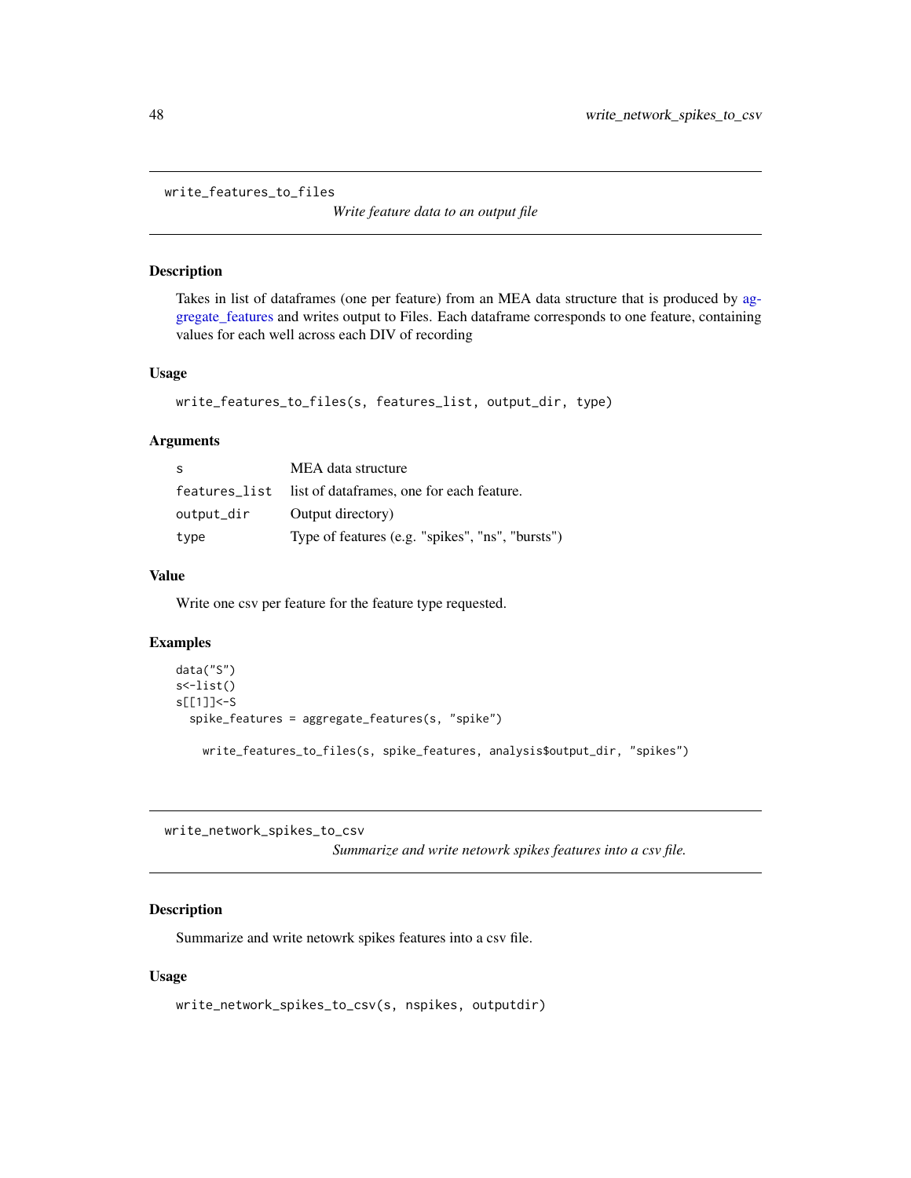## write_features_to_files

*Write feature data to an output file*

### Description

Takes in list of dataframes (one per feature) from an MEA data structure that is produced by aggregate_features and writes output to Files. Each dataframe corresponds to one feature, containing values for each well across each DIV of recording

### Usage

```
write_features_to_files(s, features_list, output_dir, type)
```

### Arguments

| | |
|---|---|
| s | MEA data structure |
| features_list | list of dataframes, one for each feature. |
| output_dir | Output directory) |
| type | Type of features (e.g. "spikes", "ns", "bursts") |

### Value

Write one csv per feature for the feature type requested.

### Examples

```
data("S")
s<-list()
s[[1]]<-S
  spike_features = aggregate_features(s, "spike")

    write_features_to_files(s, spike_features, analysis$output_dir, "spikes")
```

## write_network_spikes_to_csv

*Summarize and write netowrk spikes features into a csv file.*

### Description

Summarize and write netowrk spikes features into a csv file.

### Usage

```
write_network_spikes_to_csv(s, nspikes, outputdir)
```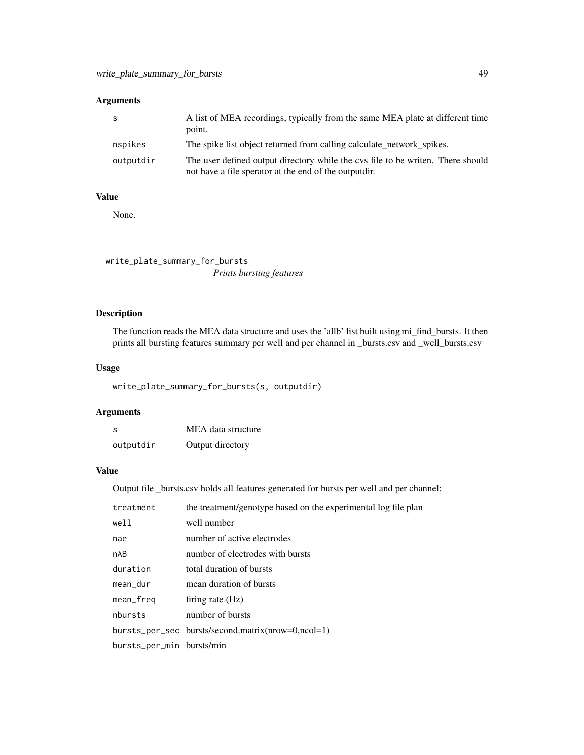### Arguments

| | |
|---|---|
| s | A list of MEA recordings, typically from the same MEA plate at different time point. |
| nspikes | The spike list object returned from calling calculate_network_spikes. |
| outputdir | The user defined output directory while the cvs file to be writen. There should not have a file sperator at the end of the outputdir. |

### Value

None.

---

## write_plate_summary_for_bursts

*Prints bursting features*

---

### Description

The function reads the MEA data structure and uses the 'allb' list built using mi_find_bursts. It then prints all bursting features summary per well and per channel in _bursts.csv and _well_bursts.csv

### Usage

```
write_plate_summary_for_bursts(s, outputdir)
```

### Arguments

| | |
|---|---|
| s | MEA data structure |
| outputdir | Output directory |

### Value

Output file _bursts.csv holds all features generated for bursts per well and per channel:

| | |
|---|---|
| treatment | the treatment/genotype based on the experimental log file plan |
| well | well number |
| nae | number of active electrodes |
| nAB | number of electrodes with bursts |
| duration | total duration of bursts |
| mean_dur | mean duration of bursts |
| mean_freq | firing rate (Hz) |
| nbursts | number of bursts |
| bursts_per_sec | bursts/second.matrix(nrow=0,ncol=1) |
| bursts_per_min | bursts/min |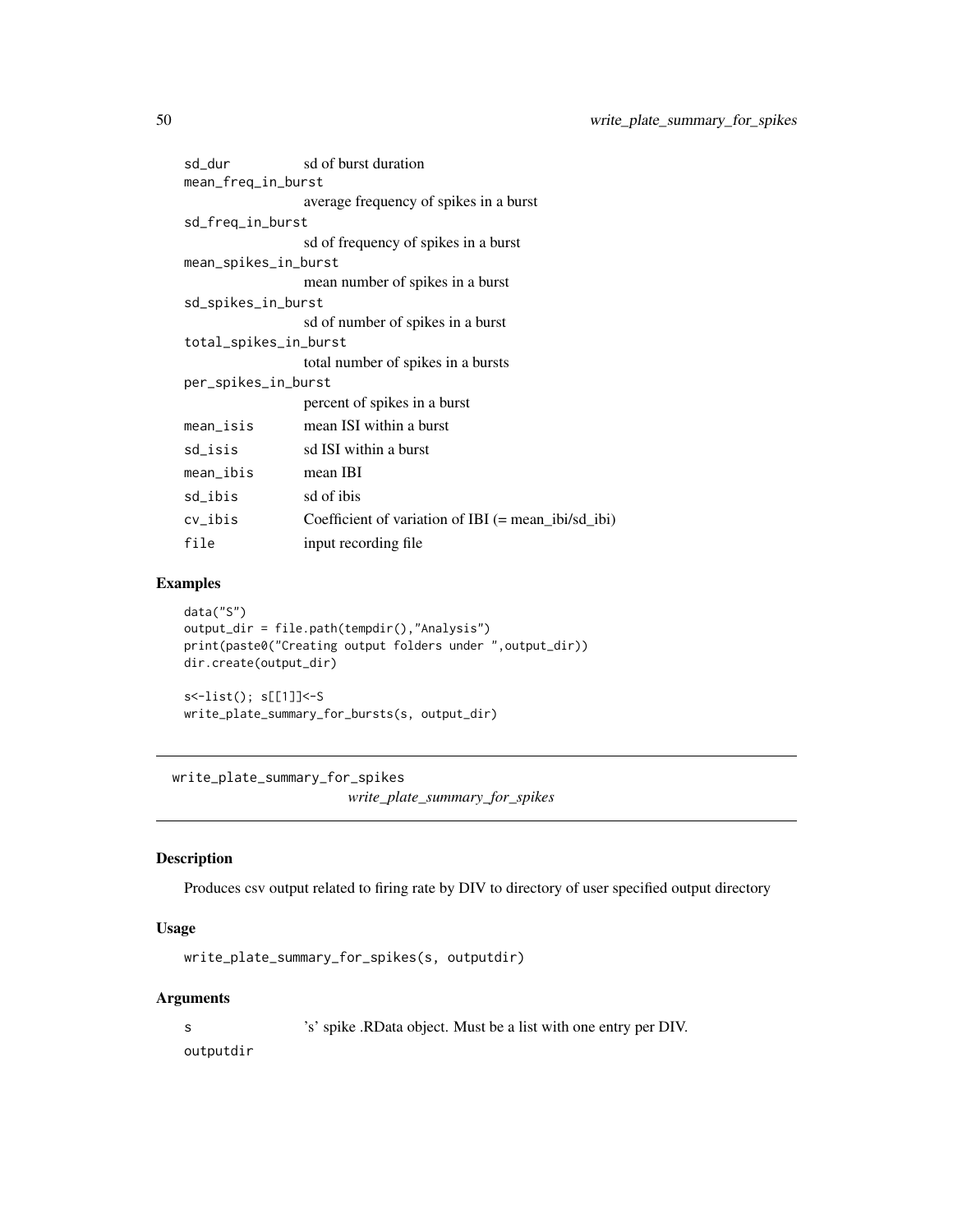| | |
|---|---|
| `sd_dur` | sd of burst duration |
| `mean_freq_in_burst` | average frequency of spikes in a burst |
| `sd_freq_in_burst` | sd of frequency of spikes in a burst |
| `mean_spikes_in_burst` | mean number of spikes in a burst |
| `sd_spikes_in_burst` | sd of number of spikes in a burst |
| `total_spikes_in_burst` | total number of spikes in a bursts |
| `per_spikes_in_burst` | percent of spikes in a burst |
| `mean_isis` | mean ISI within a burst |
| `sd_isis` | sd ISI within a burst |
| `mean_ibis` | mean IBI |
| `sd_ibis` | sd of ibis |
| `cv_ibis` | Coefficient of variation of IBI (= mean_ibi/sd_ibi) |
| `file` | input recording file |

### Examples

```
data("S")
output_dir = file.path(tempdir(),"Analysis")
print(paste0("Creating output folders under ",output_dir))
dir.create(output_dir)

s<-list(); s[[1]]<-S
write_plate_summary_for_bursts(s, output_dir)
```

---

## write_plate_summary_for_spikes

*write_plate_summary_for_spikes*

---

### Description

Produces csv output related to firing rate by DIV to directory of user specified output directory

### Usage

```
write_plate_summary_for_spikes(s, outputdir)
```

### Arguments

| | |
|---|---|
| `s` | 's' spike .RData object. Must be a list with one entry per DIV. |
| `outputdir` | |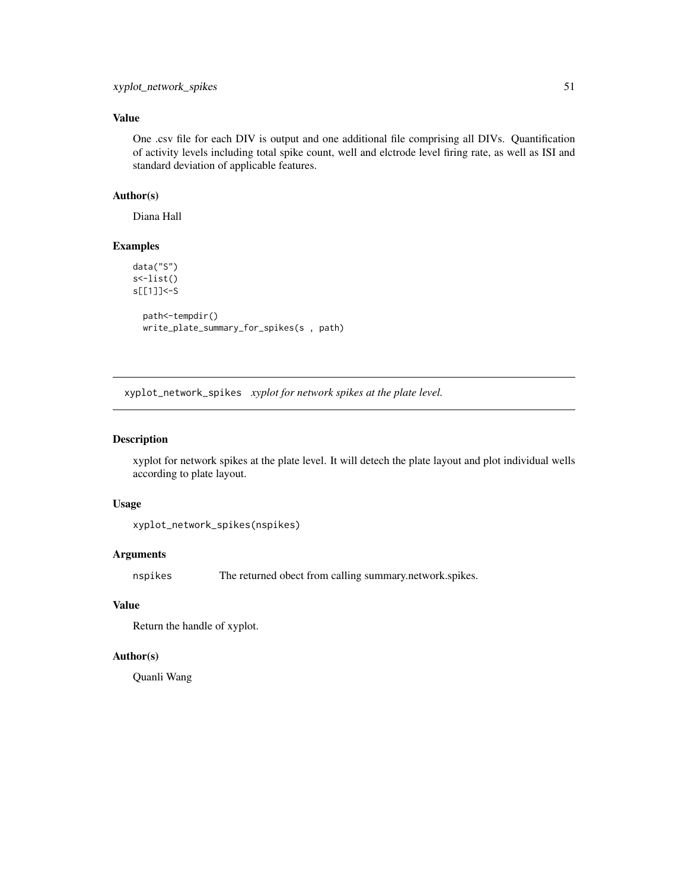### Value

One .csv file for each DIV is output and one additional file comprising all DIVs. Quantification of activity levels including total spike count, well and elctrode level firing rate, as well as ISI and standard deviation of applicable features.

### Author(s)

Diana Hall

### Examples

```
data("S")
s<-list()
s[[1]]<-S

  path<-tempdir()
  write_plate_summary_for_spikes(s , path)
```

---

## xyplot_network_spikes *xyplot for network spikes at the plate level.*

---

### Description

xyplot for network spikes at the plate level. It will detech the plate layout and plot individual wells according to plate layout.

### Usage

```
xyplot_network_spikes(nspikes)
```

### Arguments

| | |
|---|---|
| nspikes | The returned obect from calling summary.network.spikes. |

### Value

Return the handle of xyplot.

### Author(s)

Quanli Wang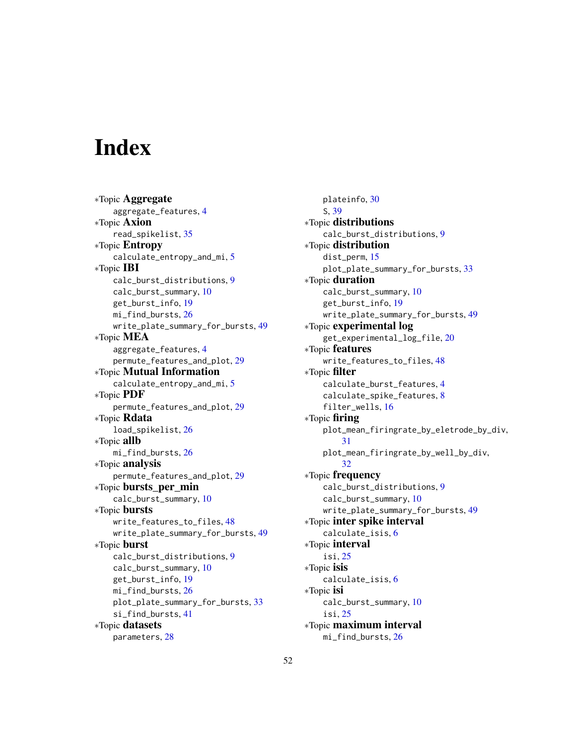# Index

∗Topic **Aggregate**
  aggregate_features, 4
∗Topic **Axion**
  read_spikelist, 35
∗Topic **Entropy**
  calculate_entropy_and_mi, 5
∗Topic **IBI**
  calc_burst_distributions, 9
  calc_burst_summary, 10
  get_burst_info, 19
  mi_find_bursts, 26
  write_plate_summary_for_bursts, 49
∗Topic **MEA**
  aggregate_features, 4
  permute_features_and_plot, 29
∗Topic **Mutual Information**
  calculate_entropy_and_mi, 5
∗Topic **PDF**
  permute_features_and_plot, 29
∗Topic **Rdata**
  load_spikelist, 26
∗Topic **allb**
  mi_find_bursts, 26
∗Topic **analysis**
  permute_features_and_plot, 29
∗Topic **bursts_per_min**
  calc_burst_summary, 10
∗Topic **bursts**
  write_features_to_files, 48
  write_plate_summary_for_bursts, 49
∗Topic **burst**
  calc_burst_distributions, 9
  calc_burst_summary, 10
  get_burst_info, 19
  mi_find_bursts, 26
  plot_plate_summary_for_bursts, 33
  si_find_bursts, 41
∗Topic **datasets**
  parameters, 28
  plateinfo, 30
  S, 39
∗Topic **distributions**
  calc_burst_distributions, 9
∗Topic **distribution**
  dist_perm, 15
  plot_plate_summary_for_bursts, 33
∗Topic **duration**
  calc_burst_summary, 10
  get_burst_info, 19
  write_plate_summary_for_bursts, 49
∗Topic **experimental log**
  get_experimental_log_file, 20
∗Topic **features**
  write_features_to_files, 48
∗Topic **filter**
  calculate_burst_features, 4
  calculate_spike_features, 8
  filter_wells, 16
∗Topic **firing**
  plot_mean_firingrate_by_eletrode_by_div, 31
  plot_mean_firingrate_by_well_by_div, 32
∗Topic **frequency**
  calc_burst_distributions, 9
  calc_burst_summary, 10
  write_plate_summary_for_bursts, 49
∗Topic **inter spike interval**
  calculate_isis, 6
∗Topic **interval**
  isi, 25
∗Topic **isis**
  calculate_isis, 6
∗Topic **isi**
  calc_burst_summary, 10
  isi, 25
∗Topic **maximum interval**
  mi_find_bursts, 26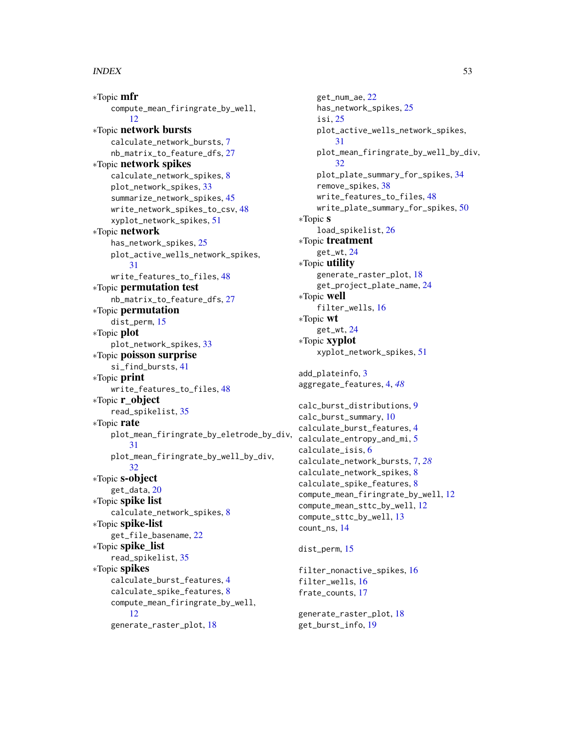∗Topic **mfr**
  compute_mean_firingrate_by_well, 12

∗Topic **network bursts**
  calculate_network_bursts, 7
  nb_matrix_to_feature_dfs, 27

∗Topic **network spikes**
  calculate_network_spikes, 8
  plot_network_spikes, 33
  summarize_network_spikes, 45
  write_network_spikes_to_csv, 48
  xyplot_network_spikes, 51

∗Topic **network**
  has_network_spikes, 25
  plot_active_wells_network_spikes, 31
  write_features_to_files, 48

∗Topic **permutation test**
  nb_matrix_to_feature_dfs, 27

∗Topic **permutation**
  dist_perm, 15

∗Topic **plot**
  plot_network_spikes, 33

∗Topic **poisson surprise**
  si_find_bursts, 41

∗Topic **print**
  write_features_to_files, 48

∗Topic **r_object**
  read_spikelist, 35

∗Topic **rate**
  plot_mean_firingrate_by_eletrode_by_div, 31
  plot_mean_firingrate_by_well_by_div, 32

∗Topic **s-object**
  get_data, 20

∗Topic **spike list**
  calculate_network_spikes, 8

∗Topic **spike-list**
  get_file_basename, 22

∗Topic **spike_list**
  read_spikelist, 35

∗Topic **spikes**
  calculate_burst_features, 4
  calculate_spike_features, 8
  compute_mean_firingrate_by_well, 12
  generate_raster_plot, 18
  get_num_ae, 22
  has_network_spikes, 25
  isi, 25
  plot_active_wells_network_spikes, 31
  plot_mean_firingrate_by_well_by_div, 32
  plot_plate_summary_for_spikes, 34
  remove_spikes, 38
  write_features_to_files, 48
  write_plate_summary_for_spikes, 50

∗Topic **s**
  load_spikelist, 26

∗Topic **treatment**
  get_wt, 24

∗Topic **utility**
  generate_raster_plot, 18
  get_project_plate_name, 24

∗Topic **well**
  filter_wells, 16

∗Topic **wt**
  get_wt, 24

∗Topic **xyplot**
  xyplot_network_spikes, 51

add_plateinfo, 3
aggregate_features, 4, *48*

calc_burst_distributions, 9
calc_burst_summary, 10
calculate_burst_features, 4
calculate_entropy_and_mi, 5
calculate_isis, 6
calculate_network_bursts, 7, *28*
calculate_network_spikes, 8
calculate_spike_features, 8
compute_mean_firingrate_by_well, 12
compute_mean_sttc_by_well, 12
compute_sttc_by_well, 13
count_ns, 14

dist_perm, 15

filter_nonactive_spikes, 16
filter_wells, 16
frate_counts, 17

generate_raster_plot, 18
get_burst_info, 19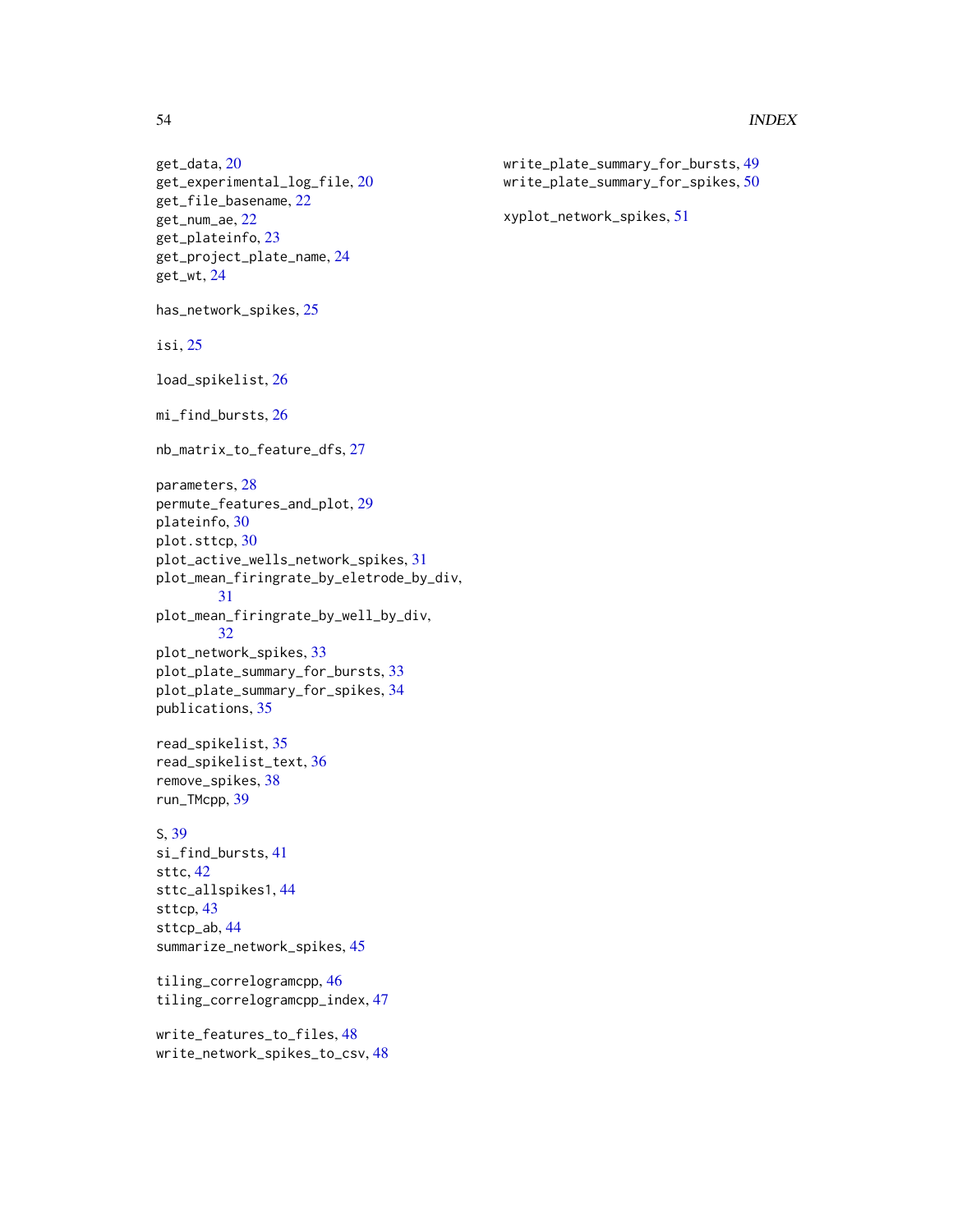get_data, 20
get_experimental_log_file, 20
get_file_basename, 22
get_num_ae, 22
get_plateinfo, 23
get_project_plate_name, 24
get_wt, 24

has_network_spikes, 25

isi, 25

load_spikelist, 26

mi_find_bursts, 26

nb_matrix_to_feature_dfs, 27

parameters, 28
permute_features_and_plot, 29
plateinfo, 30
plot.sttcp, 30
plot_active_wells_network_spikes, 31
plot_mean_firingrate_by_eletrode_by_div, 31
plot_mean_firingrate_by_well_by_div, 32
plot_network_spikes, 33
plot_plate_summary_for_bursts, 33
plot_plate_summary_for_spikes, 34
publications, 35

read_spikelist, 35
read_spikelist_text, 36
remove_spikes, 38
run_TMcpp, 39

S, 39
si_find_bursts, 41
sttc, 42
sttc_allspikes1, 44
sttcp, 43
sttcp_ab, 44
summarize_network_spikes, 45

tiling_correlogramcpp, 46
tiling_correlogramcpp_index, 47

write_features_to_files, 48
write_network_spikes_to_csv, 48
write_plate_summary_for_bursts, 49
write_plate_summary_for_spikes, 50

xyplot_network_spikes, 51